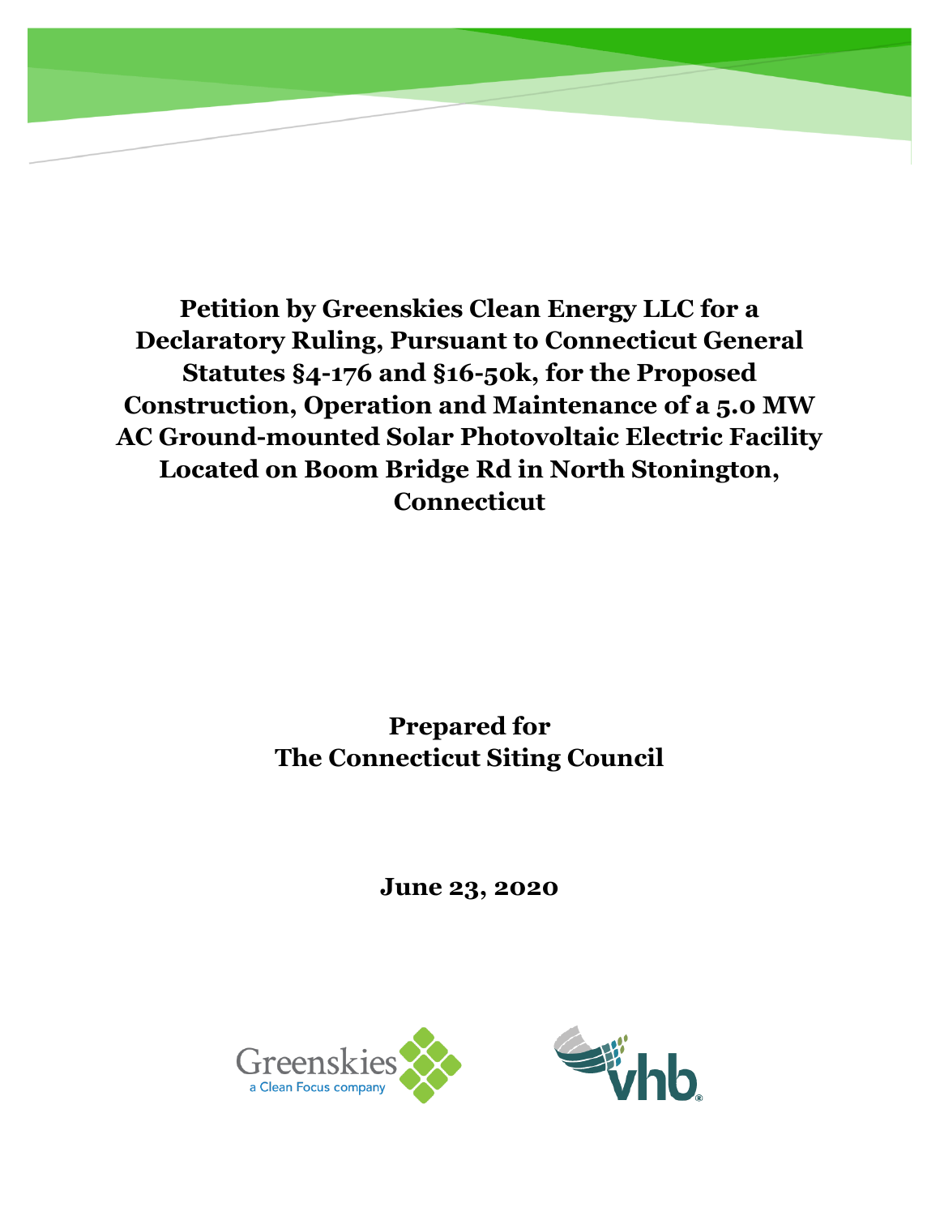# Petition by Greenskies Clean Energy LLC for a Declaratory Ruling, Pursuant to Connecticut General Statutes §4-176 and §16-50k, for the Proposed Construction, Operation and Maintenance of a 5.0 MW AC Ground-mounted Solar Photovoltaic Electric Facility Located on Boom Bridge Rd in North Stonington, Connecticut

**Prepared for**
**The Connecticut Siting Council**

**June 23, 2020**

Greenskies
a Clean Focus company

vhb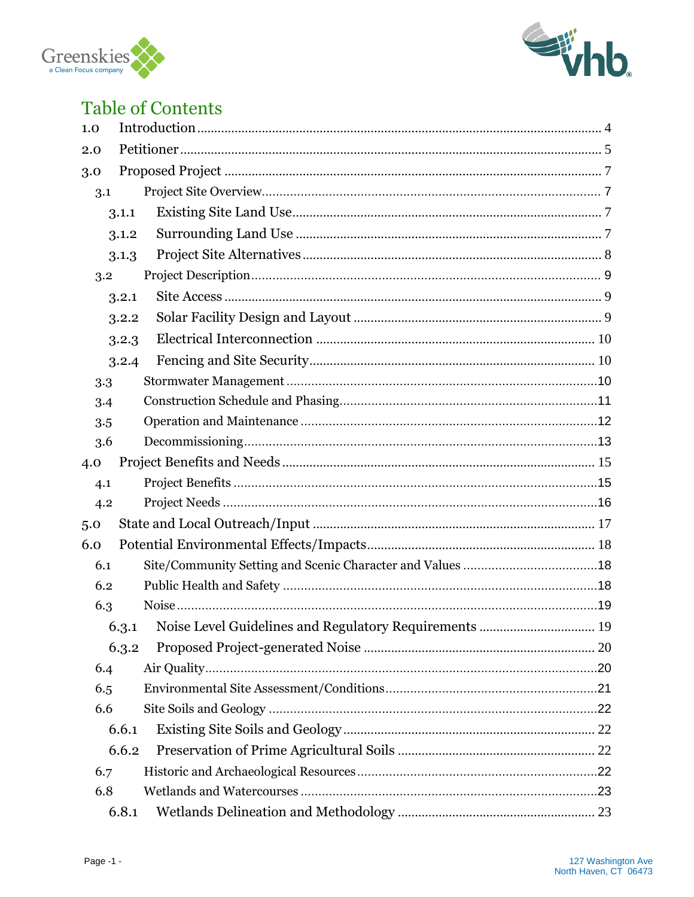# Table of Contents

| | | |
|---|---|---|
| 1.0 | Introduction | 4 |
| 2.0 | Petitioner | 5 |
| 3.0 | Proposed Project | 7 |
| 3.1 | Project Site Overview | 7 |
| 3.1.1 | Existing Site Land Use | 7 |
| 3.1.2 | Surrounding Land Use | 7 |
| 3.1.3 | Project Site Alternatives | 8 |
| 3.2 | Project Description | 9 |
| 3.2.1 | Site Access | 9 |
| 3.2.2 | Solar Facility Design and Layout | 9 |
| 3.2.3 | Electrical Interconnection | 10 |
| 3.2.4 | Fencing and Site Security | 10 |
| 3.3 | Stormwater Management | 10 |
| 3.4 | Construction Schedule and Phasing | 11 |
| 3.5 | Operation and Maintenance | 12 |
| 3.6 | Decommissioning | 13 |
| 4.0 | Project Benefits and Needs | 15 |
| 4.1 | Project Benefits | 15 |
| 4.2 | Project Needs | 16 |
| 5.0 | State and Local Outreach/Input | 17 |
| 6.0 | Potential Environmental Effects/Impacts | 18 |
| 6.1 | Site/Community Setting and Scenic Character and Values | 18 |
| 6.2 | Public Health and Safety | 18 |
| 6.3 | Noise | 19 |
| 6.3.1 | Noise Level Guidelines and Regulatory Requirements | 19 |
| 6.3.2 | Proposed Project-generated Noise | 20 |
| 6.4 | Air Quality | 20 |
| 6.5 | Environmental Site Assessment/Conditions | 21 |
| 6.6 | Site Soils and Geology | 22 |
| 6.6.1 | Existing Site Soils and Geology | 22 |
| 6.6.2 | Preservation of Prime Agricultural Soils | 22 |
| 6.7 | Historic and Archaeological Resources | 22 |
| 6.8 | Wetlands and Watercourses | 23 |
| 6.8.1 | Wetlands Delineation and Methodology | 23 |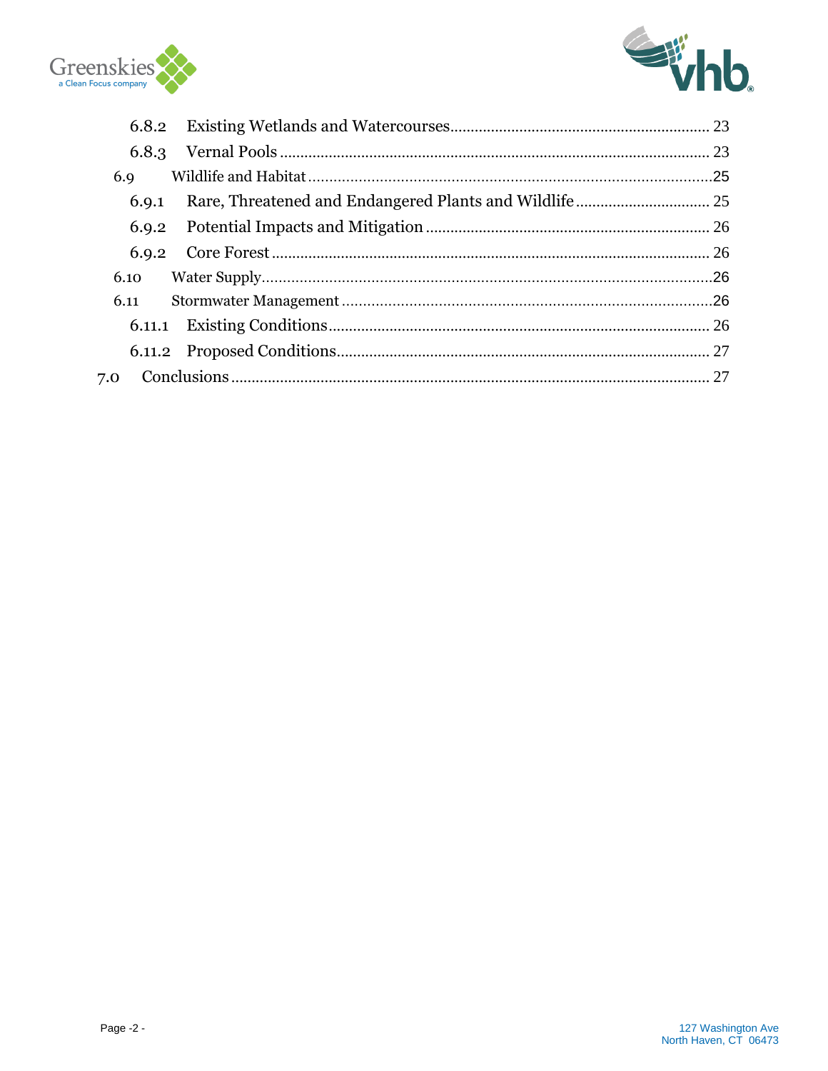6.8.2 Existing Wetlands and Watercourses ............................................................... 23

6.8.3 Vernal Pools ........................................................................................................ 23

6.9 Wildlife and Habitat ................................................................................................25

6.9.1 Rare, Threatened and Endangered Plants and Wildlife ................................. 25

6.9.2 Potential Impacts and Mitigation .................................................................... 26

6.9.2 Core Forest .......................................................................................................... 26

6.10 Water Supply ...........................................................................................................26

6.11 Stormwater Management ........................................................................................26

6.11.1 Existing Conditions ........................................................................................... 26

6.11.2 Proposed Conditions......................................................................................... 27

7.0 Conclusions ................................................................................................................... 27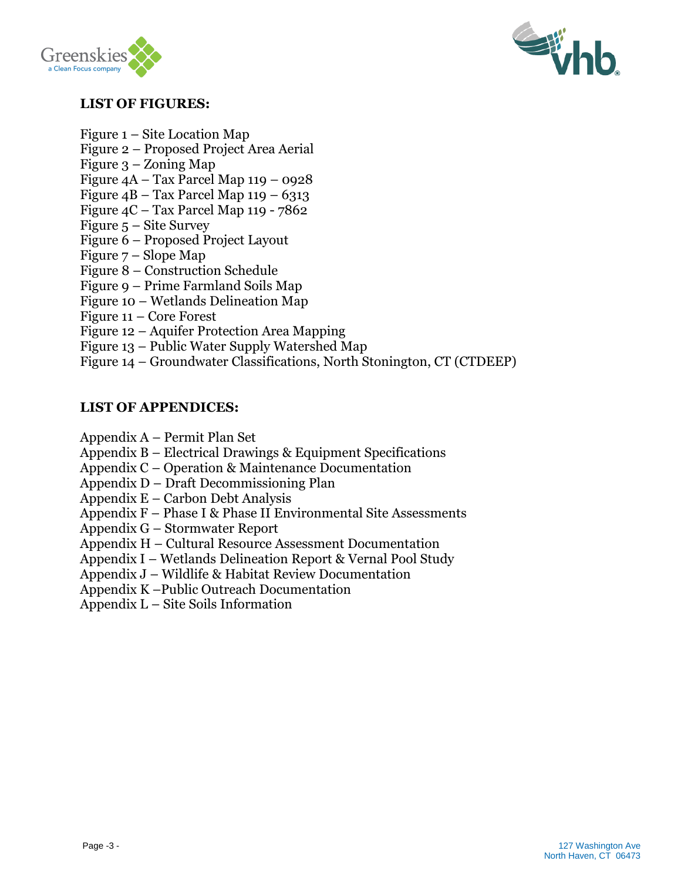## LIST OF FIGURES:

Figure 1 – Site Location Map
Figure 2 – Proposed Project Area Aerial
Figure 3 – Zoning Map
Figure 4A – Tax Parcel Map 119 – 0928
Figure 4B – Tax Parcel Map 119 – 6313
Figure 4C – Tax Parcel Map 119 - 7862
Figure 5 – Site Survey
Figure 6 – Proposed Project Layout
Figure 7 – Slope Map
Figure 8 – Construction Schedule
Figure 9 – Prime Farmland Soils Map
Figure 10 – Wetlands Delineation Map
Figure 11 – Core Forest
Figure 12 – Aquifer Protection Area Mapping
Figure 13 – Public Water Supply Watershed Map
Figure 14 – Groundwater Classifications, North Stonington, CT (CTDEEP)

## LIST OF APPENDICES:

Appendix A – Permit Plan Set
Appendix B – Electrical Drawings & Equipment Specifications
Appendix C – Operation & Maintenance Documentation
Appendix D – Draft Decommissioning Plan
Appendix E – Carbon Debt Analysis
Appendix F – Phase I & Phase II Environmental Site Assessments
Appendix G – Stormwater Report
Appendix H – Cultural Resource Assessment Documentation
Appendix I – Wetlands Delineation Report & Vernal Pool Study
Appendix J – Wildlife & Habitat Review Documentation
Appendix K –Public Outreach Documentation
Appendix L – Site Soils Information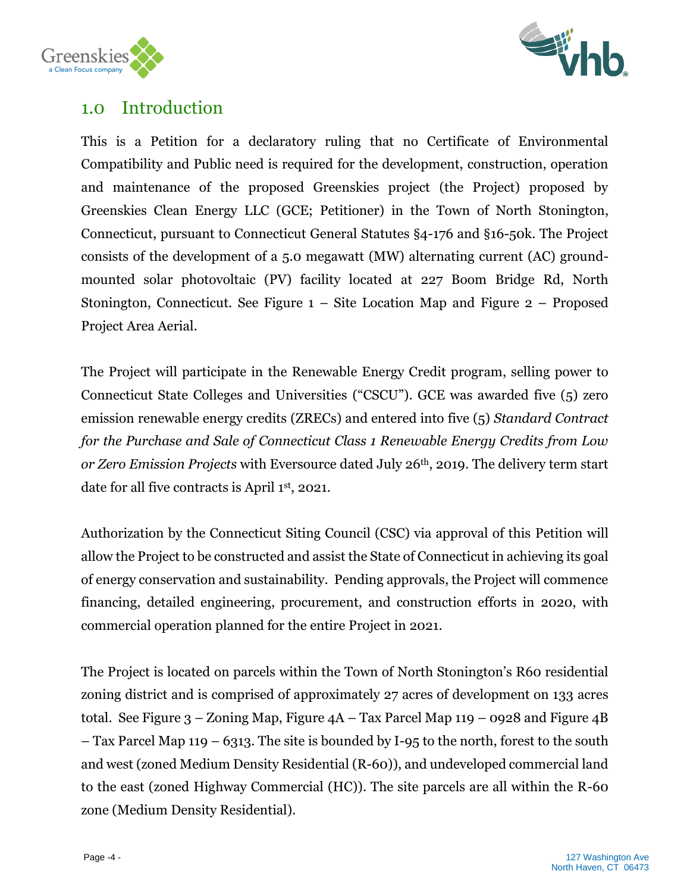# 1.0 Introduction

This is a Petition for a declaratory ruling that no Certificate of Environmental Compatibility and Public need is required for the development, construction, operation and maintenance of the proposed Greenskies project (the Project) proposed by Greenskies Clean Energy LLC (GCE; Petitioner) in the Town of North Stonington, Connecticut, pursuant to Connecticut General Statutes §4-176 and §16-50k. The Project consists of the development of a 5.0 megawatt (MW) alternating current (AC) ground-mounted solar photovoltaic (PV) facility located at 227 Boom Bridge Rd, North Stonington, Connecticut. See Figure 1 – Site Location Map and Figure 2 – Proposed Project Area Aerial.

The Project will participate in the Renewable Energy Credit program, selling power to Connecticut State Colleges and Universities ("CSCU"). GCE was awarded five (5) zero emission renewable energy credits (ZRECs) and entered into five (5) *Standard Contract for the Purchase and Sale of Connecticut Class 1 Renewable Energy Credits from Low or Zero Emission Projects* with Eversource dated July 26th, 2019. The delivery term start date for all five contracts is April 1st, 2021.

Authorization by the Connecticut Siting Council (CSC) via approval of this Petition will allow the Project to be constructed and assist the State of Connecticut in achieving its goal of energy conservation and sustainability. Pending approvals, the Project will commence financing, detailed engineering, procurement, and construction efforts in 2020, with commercial operation planned for the entire Project in 2021.

The Project is located on parcels within the Town of North Stonington's R60 residential zoning district and is comprised of approximately 27 acres of development on 133 acres total. See Figure 3 – Zoning Map, Figure 4A – Tax Parcel Map 119 – 0928 and Figure 4B – Tax Parcel Map 119 – 6313. The site is bounded by I-95 to the north, forest to the south and west (zoned Medium Density Residential (R-60)), and undeveloped commercial land to the east (zoned Highway Commercial (HC)). The site parcels are all within the R-60 zone (Medium Density Residential).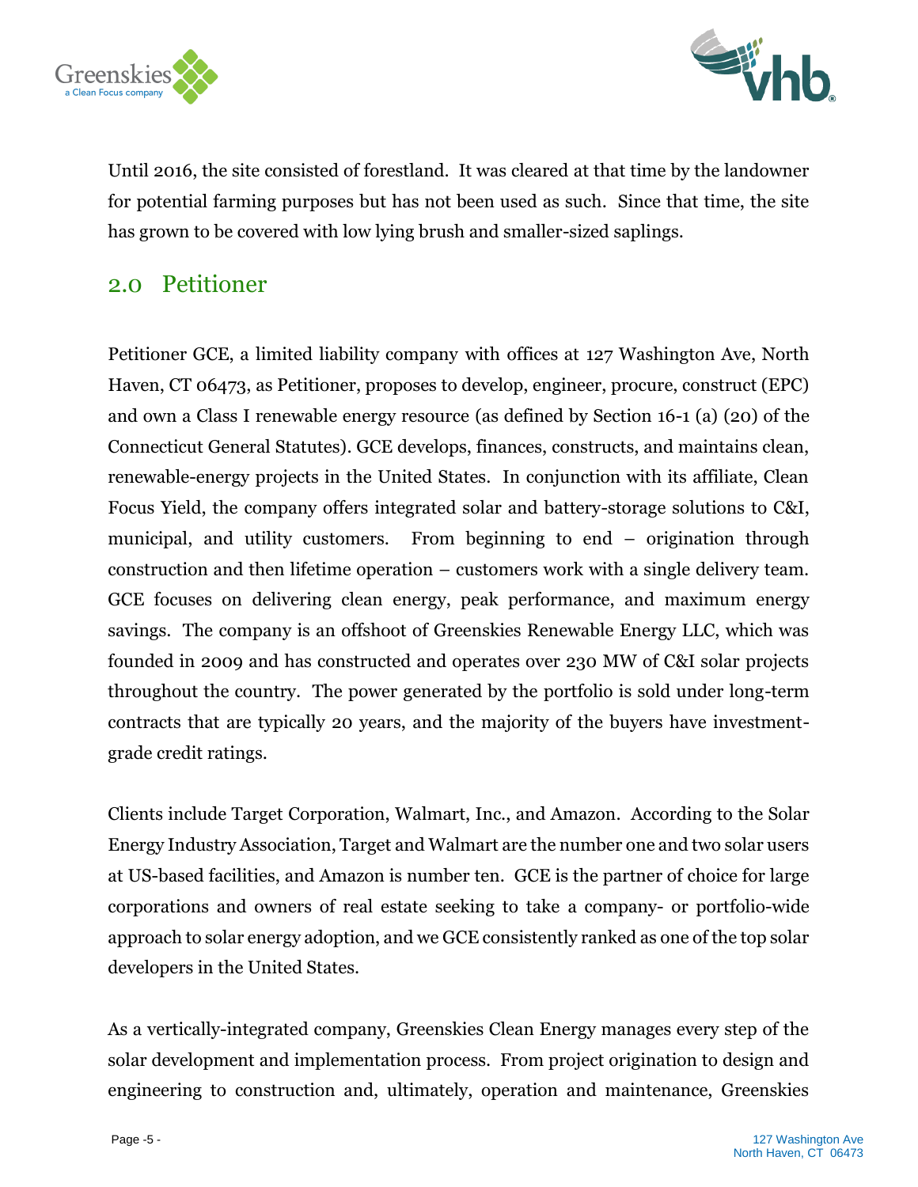Until 2016, the site consisted of forestland. It was cleared at that time by the landowner for potential farming purposes but has not been used as such. Since that time, the site has grown to be covered with low lying brush and smaller-sized saplings.

## 2.0 Petitioner

Petitioner GCE, a limited liability company with offices at 127 Washington Ave, North Haven, CT 06473, as Petitioner, proposes to develop, engineer, procure, construct (EPC) and own a Class I renewable energy resource (as defined by Section 16-1 (a) (20) of the Connecticut General Statutes). GCE develops, finances, constructs, and maintains clean, renewable-energy projects in the United States. In conjunction with its affiliate, Clean Focus Yield, the company offers integrated solar and battery-storage solutions to C&I, municipal, and utility customers. From beginning to end – origination through construction and then lifetime operation – customers work with a single delivery team. GCE focuses on delivering clean energy, peak performance, and maximum energy savings. The company is an offshoot of Greenskies Renewable Energy LLC, which was founded in 2009 and has constructed and operates over 230 MW of C&I solar projects throughout the country. The power generated by the portfolio is sold under long-term contracts that are typically 20 years, and the majority of the buyers have investment-grade credit ratings.

Clients include Target Corporation, Walmart, Inc., and Amazon. According to the Solar Energy Industry Association, Target and Walmart are the number one and two solar users at US-based facilities, and Amazon is number ten. GCE is the partner of choice for large corporations and owners of real estate seeking to take a company- or portfolio-wide approach to solar energy adoption, and we GCE consistently ranked as one of the top solar developers in the United States.

As a vertically-integrated company, Greenskies Clean Energy manages every step of the solar development and implementation process. From project origination to design and engineering to construction and, ultimately, operation and maintenance, Greenskies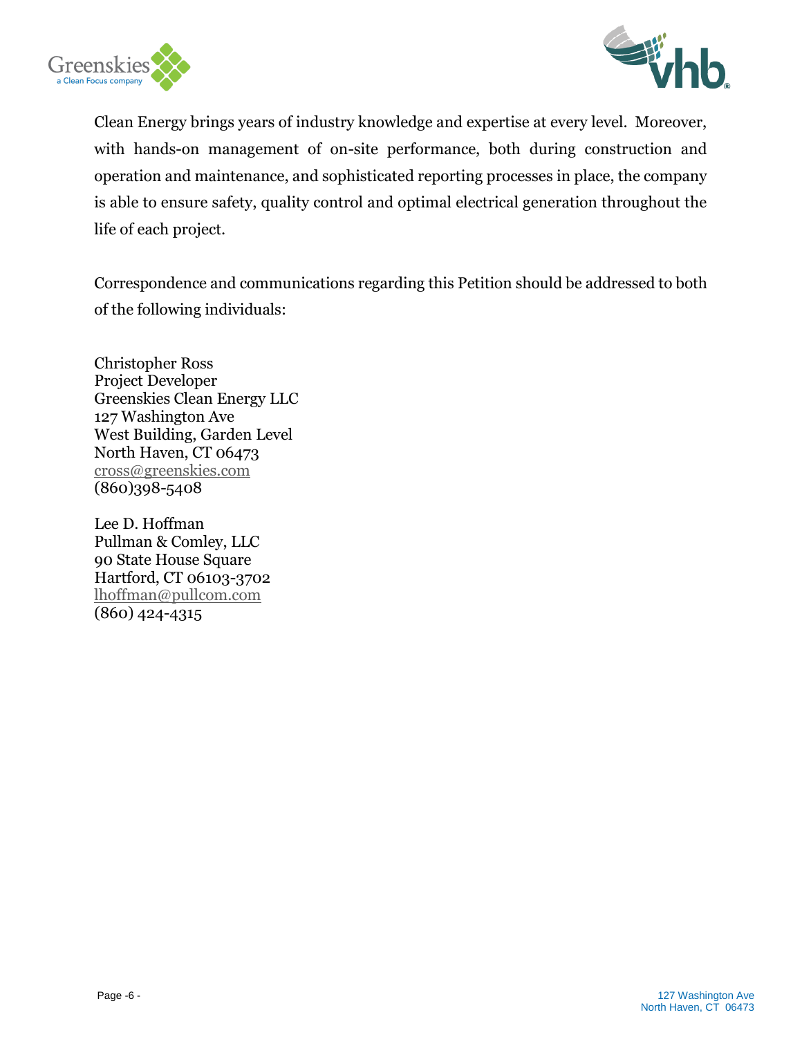Clean Energy brings years of industry knowledge and expertise at every level. Moreover, with hands-on management of on-site performance, both during construction and operation and maintenance, and sophisticated reporting processes in place, the company is able to ensure safety, quality control and optimal electrical generation throughout the life of each project.

Correspondence and communications regarding this Petition should be addressed to both of the following individuals:

Christopher Ross
Project Developer
Greenskies Clean Energy LLC
127 Washington Ave
West Building, Garden Level
North Haven, CT 06473
cross@greenskies.com
(860)398-5408

Lee D. Hoffman
Pullman & Comley, LLC
90 State House Square
Hartford, CT 06103-3702
lhoffman@pullcom.com
(860) 424-4315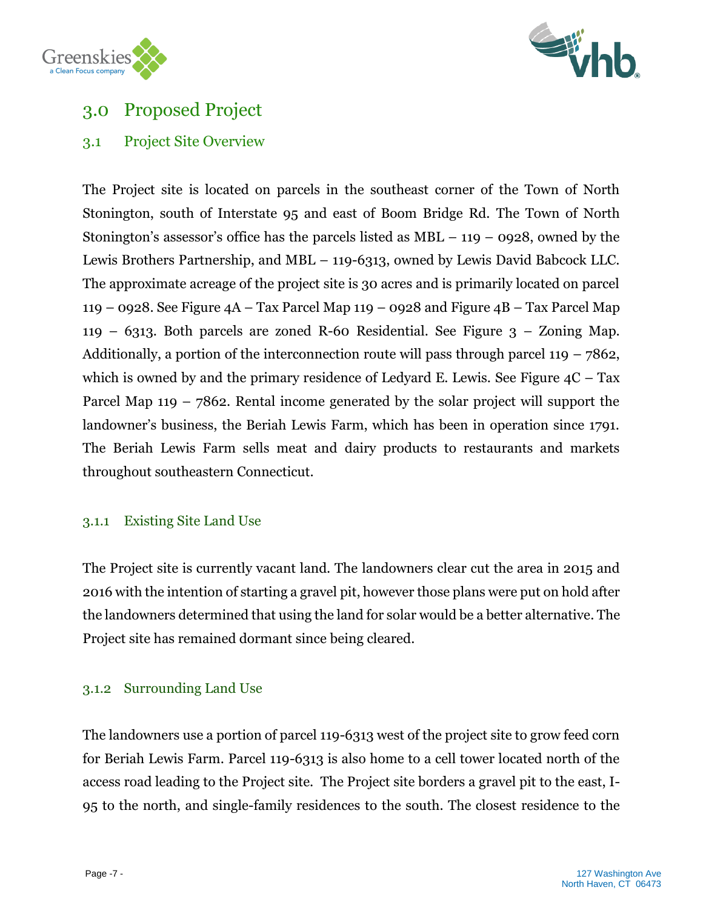# 3.0 Proposed Project

## 3.1 Project Site Overview

The Project site is located on parcels in the southeast corner of the Town of North Stonington, south of Interstate 95 and east of Boom Bridge Rd. The Town of North Stonington's assessor's office has the parcels listed as MBL – 119 – 0928, owned by the Lewis Brothers Partnership, and MBL – 119-6313, owned by Lewis David Babcock LLC. The approximate acreage of the project site is 30 acres and is primarily located on parcel 119 – 0928. See Figure 4A – Tax Parcel Map 119 – 0928 and Figure 4B – Tax Parcel Map 119 – 6313. Both parcels are zoned R-60 Residential. See Figure 3 – Zoning Map. Additionally, a portion of the interconnection route will pass through parcel 119 – 7862, which is owned by and the primary residence of Ledyard E. Lewis. See Figure 4C – Tax Parcel Map 119 – 7862. Rental income generated by the solar project will support the landowner's business, the Beriah Lewis Farm, which has been in operation since 1791. The Beriah Lewis Farm sells meat and dairy products to restaurants and markets throughout southeastern Connecticut.

### 3.1.1 Existing Site Land Use

The Project site is currently vacant land. The landowners clear cut the area in 2015 and 2016 with the intention of starting a gravel pit, however those plans were put on hold after the landowners determined that using the land for solar would be a better alternative. The Project site has remained dormant since being cleared.

### 3.1.2 Surrounding Land Use

The landowners use a portion of parcel 119-6313 west of the project site to grow feed corn for Beriah Lewis Farm. Parcel 119-6313 is also home to a cell tower located north of the access road leading to the Project site. The Project site borders a gravel pit to the east, I-95 to the north, and single-family residences to the south. The closest residence to the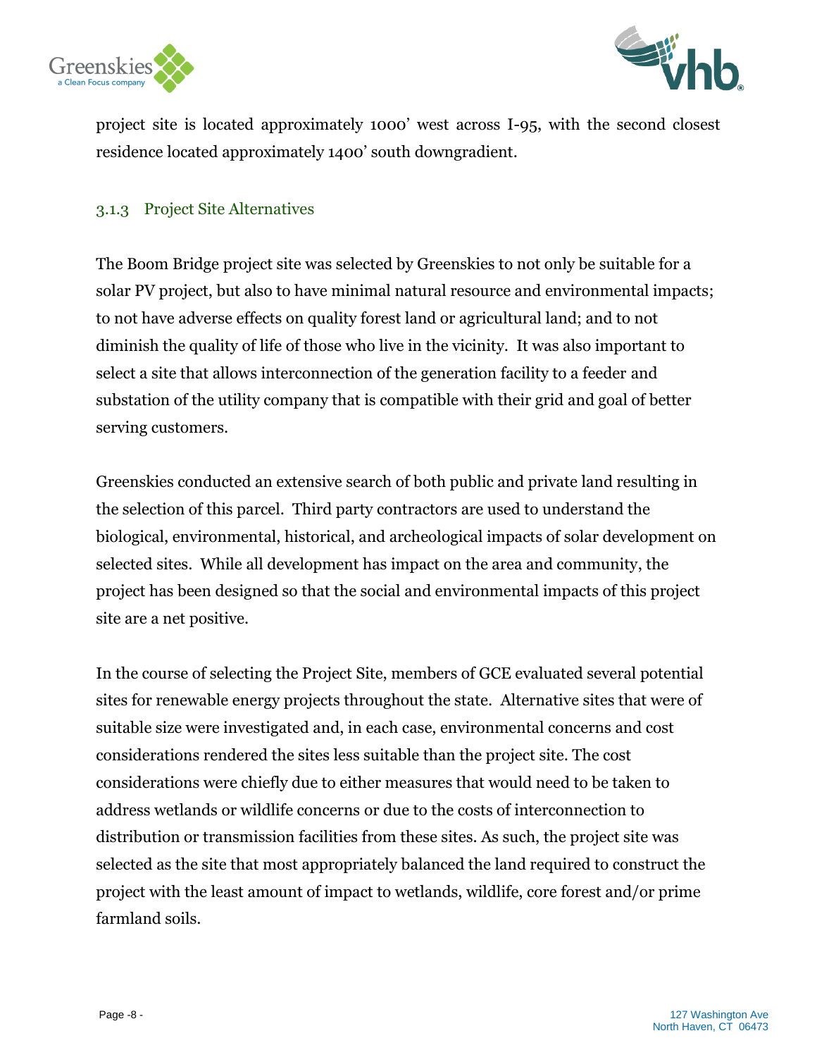project site is located approximately 1000’ west across I-95, with the second closest residence located approximately 1400’ south downgradient.

### 3.1.3 Project Site Alternatives

The Boom Bridge project site was selected by Greenskies to not only be suitable for a solar PV project, but also to have minimal natural resource and environmental impacts; to not have adverse effects on quality forest land or agricultural land; and to not diminish the quality of life of those who live in the vicinity. It was also important to select a site that allows interconnection of the generation facility to a feeder and substation of the utility company that is compatible with their grid and goal of better serving customers.

Greenskies conducted an extensive search of both public and private land resulting in the selection of this parcel. Third party contractors are used to understand the biological, environmental, historical, and archeological impacts of solar development on selected sites. While all development has impact on the area and community, the project has been designed so that the social and environmental impacts of this project site are a net positive.

In the course of selecting the Project Site, members of GCE evaluated several potential sites for renewable energy projects throughout the state. Alternative sites that were of suitable size were investigated and, in each case, environmental concerns and cost considerations rendered the sites less suitable than the project site. The cost considerations were chiefly due to either measures that would need to be taken to address wetlands or wildlife concerns or due to the costs of interconnection to distribution or transmission facilities from these sites. As such, the project site was selected as the site that most appropriately balanced the land required to construct the project with the least amount of impact to wetlands, wildlife, core forest and/or prime farmland soils.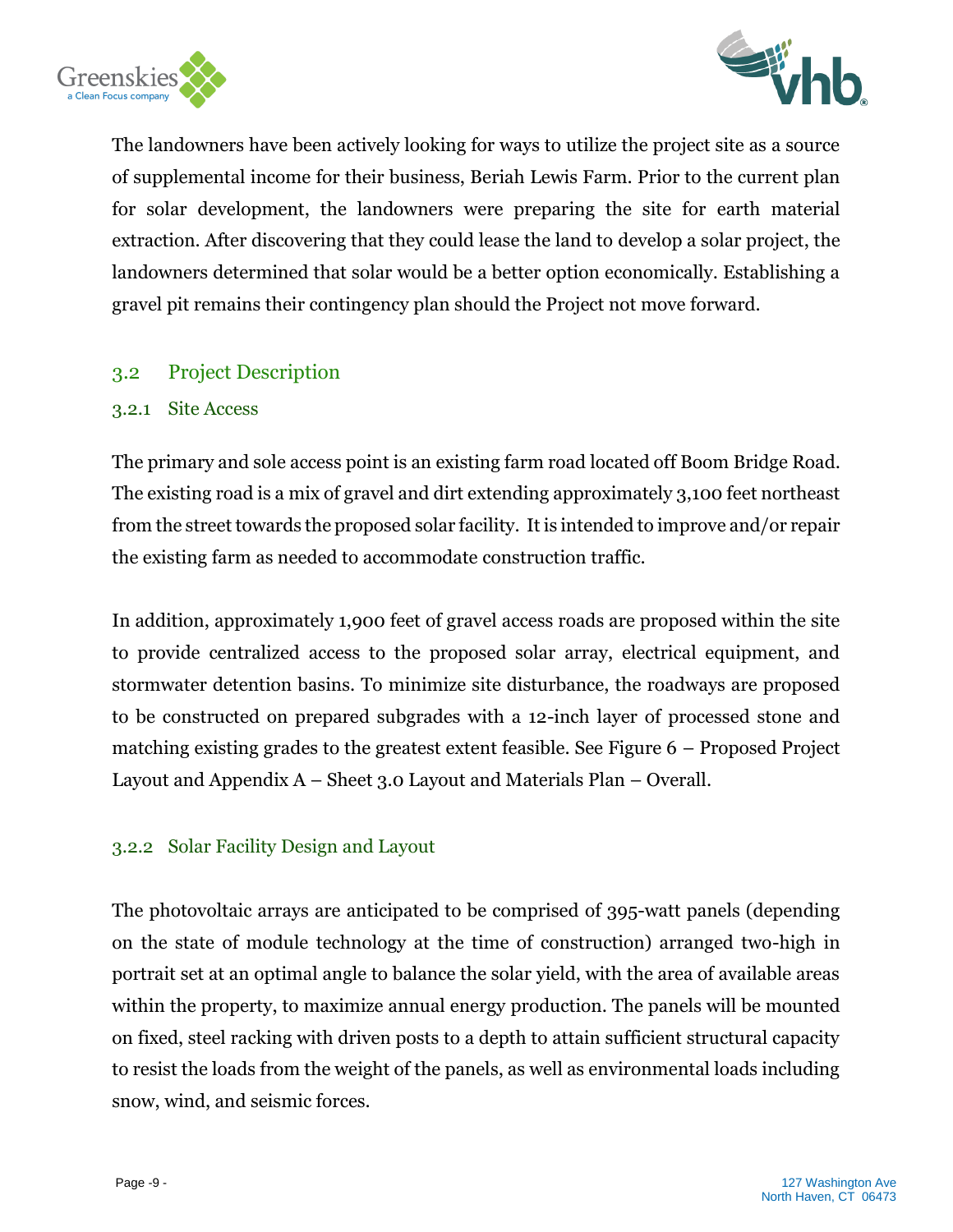The landowners have been actively looking for ways to utilize the project site as a source of supplemental income for their business, Beriah Lewis Farm. Prior to the current plan for solar development, the landowners were preparing the site for earth material extraction. After discovering that they could lease the land to develop a solar project, the landowners determined that solar would be a better option economically. Establishing a gravel pit remains their contingency plan should the Project not move forward.

## 3.2 Project Description

### 3.2.1 Site Access

The primary and sole access point is an existing farm road located off Boom Bridge Road. The existing road is a mix of gravel and dirt extending approximately 3,100 feet northeast from the street towards the proposed solar facility. It is intended to improve and/or repair the existing farm as needed to accommodate construction traffic.

In addition, approximately 1,900 feet of gravel access roads are proposed within the site to provide centralized access to the proposed solar array, electrical equipment, and stormwater detention basins. To minimize site disturbance, the roadways are proposed to be constructed on prepared subgrades with a 12-inch layer of processed stone and matching existing grades to the greatest extent feasible. See Figure 6 – Proposed Project Layout and Appendix A – Sheet 3.0 Layout and Materials Plan – Overall.

### 3.2.2 Solar Facility Design and Layout

The photovoltaic arrays are anticipated to be comprised of 395-watt panels (depending on the state of module technology at the time of construction) arranged two-high in portrait set at an optimal angle to balance the solar yield, with the area of available areas within the property, to maximize annual energy production. The panels will be mounted on fixed, steel racking with driven posts to a depth to attain sufficient structural capacity to resist the loads from the weight of the panels, as well as environmental loads including snow, wind, and seismic forces.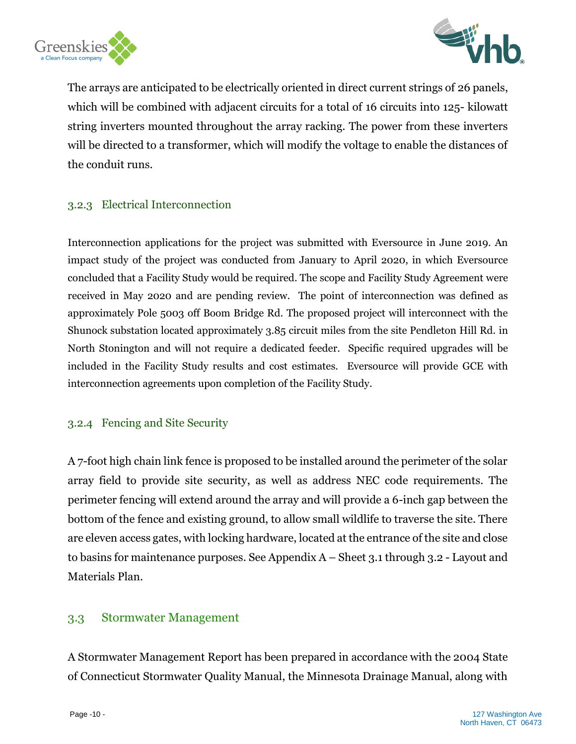The arrays are anticipated to be electrically oriented in direct current strings of 26 panels, which will be combined with adjacent circuits for a total of 16 circuits into 125- kilowatt string inverters mounted throughout the array racking. The power from these inverters will be directed to a transformer, which will modify the voltage to enable the distances of the conduit runs.

### 3.2.3 Electrical Interconnection

Interconnection applications for the project was submitted with Eversource in June 2019. An impact study of the project was conducted from January to April 2020, in which Eversource concluded that a Facility Study would be required. The scope and Facility Study Agreement were received in May 2020 and are pending review. The point of interconnection was defined as approximately Pole 5003 off Boom Bridge Rd. The proposed project will interconnect with the Shunock substation located approximately 3.85 circuit miles from the site Pendleton Hill Rd. in North Stonington and will not require a dedicated feeder. Specific required upgrades will be included in the Facility Study results and cost estimates. Eversource will provide GCE with interconnection agreements upon completion of the Facility Study.

### 3.2.4 Fencing and Site Security

A 7-foot high chain link fence is proposed to be installed around the perimeter of the solar array field to provide site security, as well as address NEC code requirements. The perimeter fencing will extend around the array and will provide a 6-inch gap between the bottom of the fence and existing ground, to allow small wildlife to traverse the site. There are eleven access gates, with locking hardware, located at the entrance of the site and close to basins for maintenance purposes. See Appendix A – Sheet 3.1 through 3.2 - Layout and Materials Plan.

## 3.3 Stormwater Management

A Stormwater Management Report has been prepared in accordance with the 2004 State of Connecticut Stormwater Quality Manual, the Minnesota Drainage Manual, along with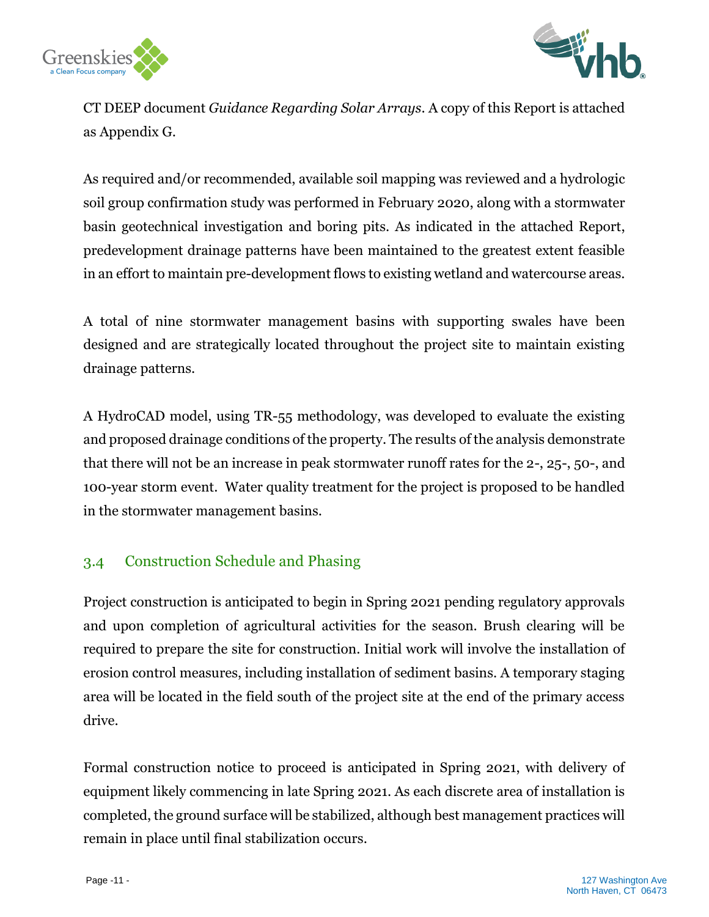CT DEEP document *Guidance Regarding Solar Arrays*. A copy of this Report is attached as Appendix G.

As required and/or recommended, available soil mapping was reviewed and a hydrologic soil group confirmation study was performed in February 2020, along with a stormwater basin geotechnical investigation and boring pits. As indicated in the attached Report, predevelopment drainage patterns have been maintained to the greatest extent feasible in an effort to maintain pre-development flows to existing wetland and watercourse areas.

A total of nine stormwater management basins with supporting swales have been designed and are strategically located throughout the project site to maintain existing drainage patterns.

A HydroCAD model, using TR-55 methodology, was developed to evaluate the existing and proposed drainage conditions of the property. The results of the analysis demonstrate that there will not be an increase in peak stormwater runoff rates for the 2-, 25-, 50-, and 100-year storm event. Water quality treatment for the project is proposed to be handled in the stormwater management basins.

## 3.4 Construction Schedule and Phasing

Project construction is anticipated to begin in Spring 2021 pending regulatory approvals and upon completion of agricultural activities for the season. Brush clearing will be required to prepare the site for construction. Initial work will involve the installation of erosion control measures, including installation of sediment basins. A temporary staging area will be located in the field south of the project site at the end of the primary access drive.

Formal construction notice to proceed is anticipated in Spring 2021, with delivery of equipment likely commencing in late Spring 2021. As each discrete area of installation is completed, the ground surface will be stabilized, although best management practices will remain in place until final stabilization occurs.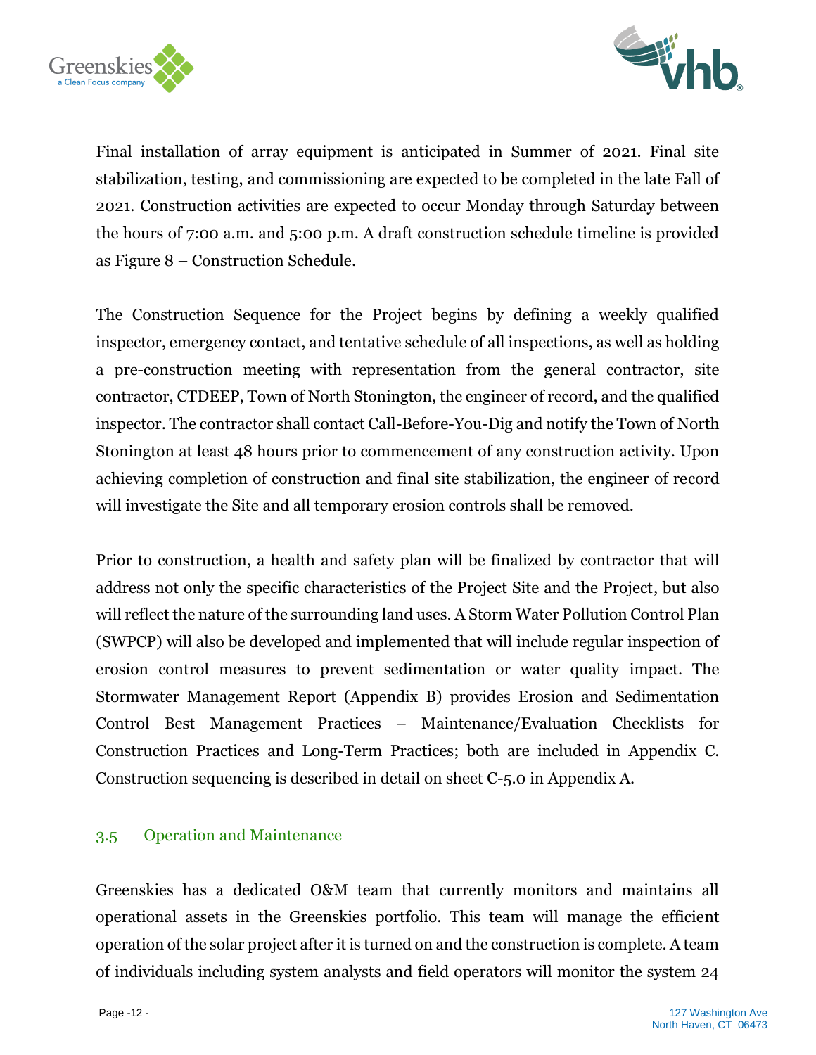Final installation of array equipment is anticipated in Summer of 2021. Final site stabilization, testing, and commissioning are expected to be completed in the late Fall of 2021. Construction activities are expected to occur Monday through Saturday between the hours of 7:00 a.m. and 5:00 p.m. A draft construction schedule timeline is provided as Figure 8 – Construction Schedule.

The Construction Sequence for the Project begins by defining a weekly qualified inspector, emergency contact, and tentative schedule of all inspections, as well as holding a pre-construction meeting with representation from the general contractor, site contractor, CTDEEP, Town of North Stonington, the engineer of record, and the qualified inspector. The contractor shall contact Call-Before-You-Dig and notify the Town of North Stonington at least 48 hours prior to commencement of any construction activity. Upon achieving completion of construction and final site stabilization, the engineer of record will investigate the Site and all temporary erosion controls shall be removed.

Prior to construction, a health and safety plan will be finalized by contractor that will address not only the specific characteristics of the Project Site and the Project, but also will reflect the nature of the surrounding land uses. A Storm Water Pollution Control Plan (SWPCP) will also be developed and implemented that will include regular inspection of erosion control measures to prevent sedimentation or water quality impact. The Stormwater Management Report (Appendix B) provides Erosion and Sedimentation Control Best Management Practices – Maintenance/Evaluation Checklists for Construction Practices and Long-Term Practices; both are included in Appendix C. Construction sequencing is described in detail on sheet C-5.0 in Appendix A.

## 3.5 Operation and Maintenance

Greenskies has a dedicated O&M team that currently monitors and maintains all operational assets in the Greenskies portfolio. This team will manage the efficient operation of the solar project after it is turned on and the construction is complete. A team of individuals including system analysts and field operators will monitor the system 24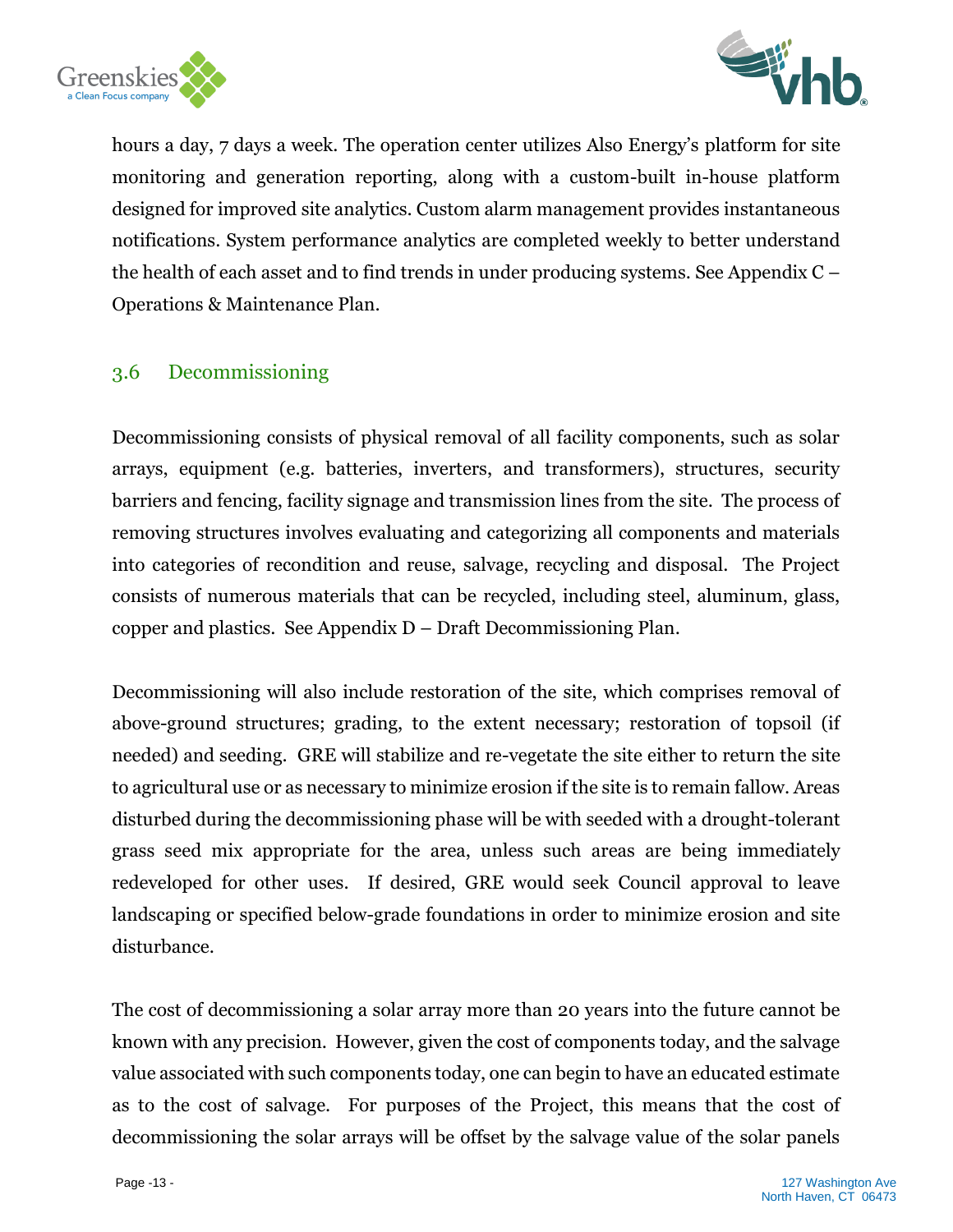hours a day, 7 days a week. The operation center utilizes Also Energy's platform for site monitoring and generation reporting, along with a custom-built in-house platform designed for improved site analytics. Custom alarm management provides instantaneous notifications. System performance analytics are completed weekly to better understand the health of each asset and to find trends in under producing systems. See Appendix C – Operations & Maintenance Plan.

## 3.6 Decommissioning

Decommissioning consists of physical removal of all facility components, such as solar arrays, equipment (e.g. batteries, inverters, and transformers), structures, security barriers and fencing, facility signage and transmission lines from the site. The process of removing structures involves evaluating and categorizing all components and materials into categories of recondition and reuse, salvage, recycling and disposal. The Project consists of numerous materials that can be recycled, including steel, aluminum, glass, copper and plastics. See Appendix D – Draft Decommissioning Plan.

Decommissioning will also include restoration of the site, which comprises removal of above-ground structures; grading, to the extent necessary; restoration of topsoil (if needed) and seeding. GRE will stabilize and re-vegetate the site either to return the site to agricultural use or as necessary to minimize erosion if the site is to remain fallow. Areas disturbed during the decommissioning phase will be with seeded with a drought-tolerant grass seed mix appropriate for the area, unless such areas are being immediately redeveloped for other uses. If desired, GRE would seek Council approval to leave landscaping or specified below-grade foundations in order to minimize erosion and site disturbance.

The cost of decommissioning a solar array more than 20 years into the future cannot be known with any precision. However, given the cost of components today, and the salvage value associated with such components today, one can begin to have an educated estimate as to the cost of salvage. For purposes of the Project, this means that the cost of decommissioning the solar arrays will be offset by the salvage value of the solar panels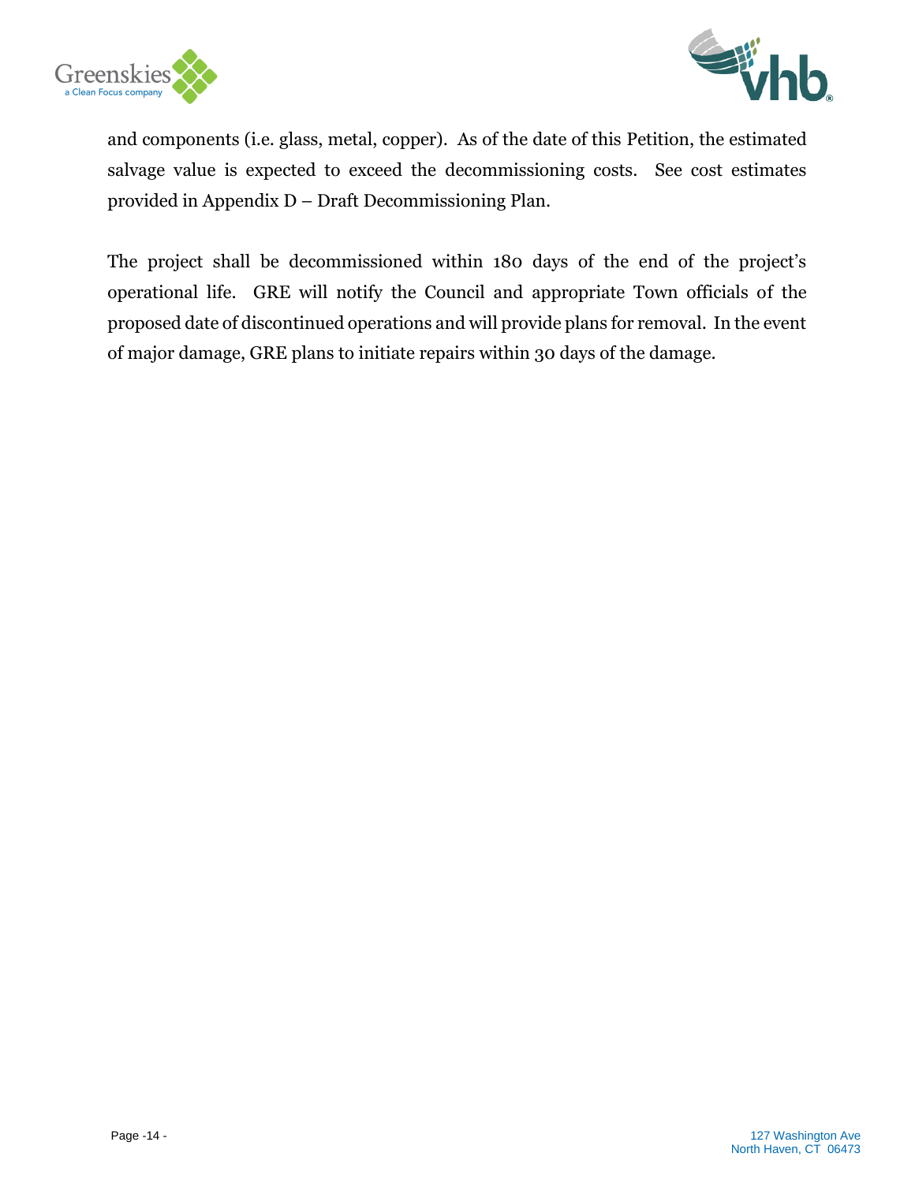and components (i.e. glass, metal, copper). As of the date of this Petition, the estimated salvage value is expected to exceed the decommissioning costs. See cost estimates provided in Appendix D – Draft Decommissioning Plan.

The project shall be decommissioned within 180 days of the end of the project's operational life. GRE will notify the Council and appropriate Town officials of the proposed date of discontinued operations and will provide plans for removal. In the event of major damage, GRE plans to initiate repairs within 30 days of the damage.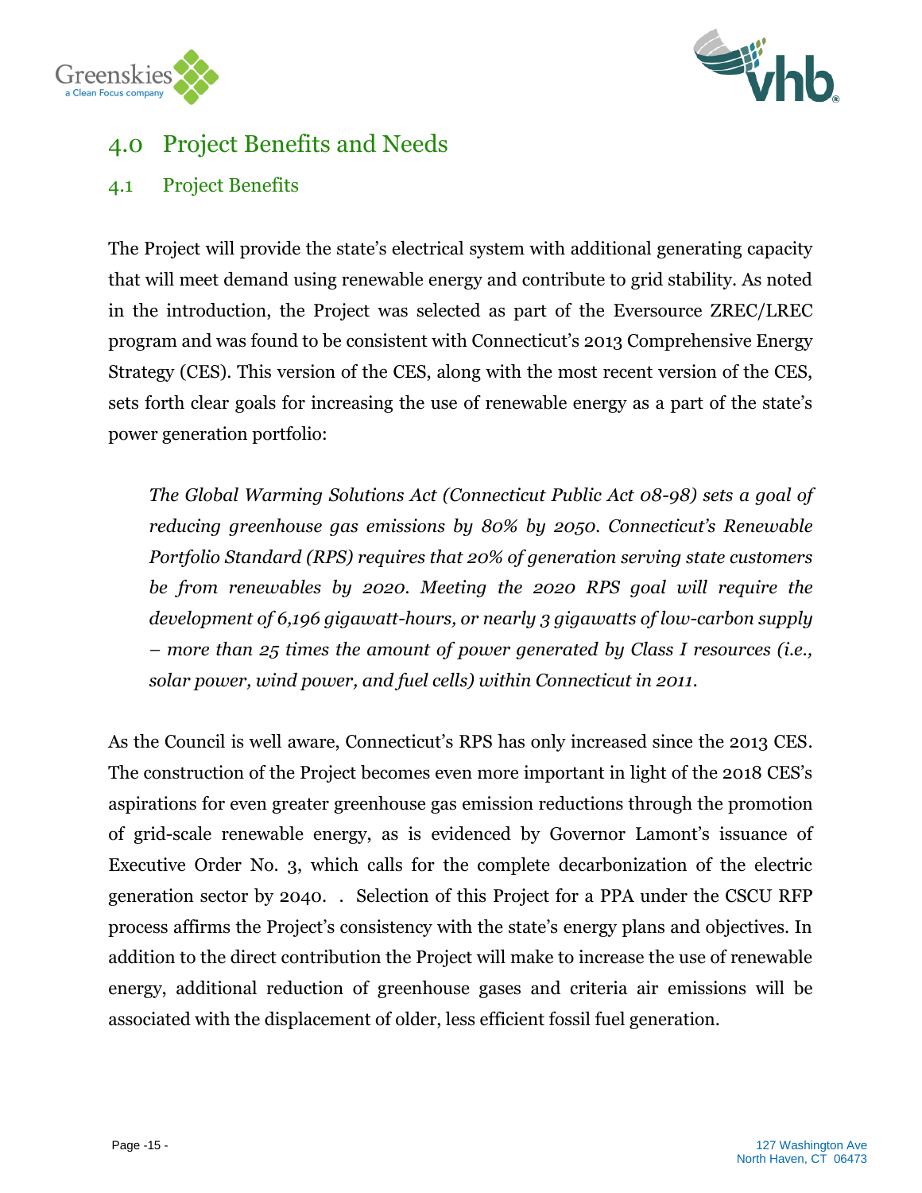# 4.0 Project Benefits and Needs

## 4.1 Project Benefits

The Project will provide the state's electrical system with additional generating capacity that will meet demand using renewable energy and contribute to grid stability. As noted in the introduction, the Project was selected as part of the Eversource ZREC/LREC program and was found to be consistent with Connecticut's 2013 Comprehensive Energy Strategy (CES). This version of the CES, along with the most recent version of the CES, sets forth clear goals for increasing the use of renewable energy as a part of the state's power generation portfolio:

> *The Global Warming Solutions Act (Connecticut Public Act 08-98) sets a goal of reducing greenhouse gas emissions by 80% by 2050. Connecticut's Renewable Portfolio Standard (RPS) requires that 20% of generation serving state customers be from renewables by 2020. Meeting the 2020 RPS goal will require the development of 6,196 gigawatt-hours, or nearly 3 gigawatts of low-carbon supply – more than 25 times the amount of power generated by Class I resources (i.e., solar power, wind power, and fuel cells) within Connecticut in 2011.*

As the Council is well aware, Connecticut's RPS has only increased since the 2013 CES. The construction of the Project becomes even more important in light of the 2018 CES's aspirations for even greater greenhouse gas emission reductions through the promotion of grid-scale renewable energy, as is evidenced by Governor Lamont's issuance of Executive Order No. 3, which calls for the complete decarbonization of the electric generation sector by 2040. . Selection of this Project for a PPA under the CSCU RFP process affirms the Project's consistency with the state's energy plans and objectives. In addition to the direct contribution the Project will make to increase the use of renewable energy, additional reduction of greenhouse gases and criteria air emissions will be associated with the displacement of older, less efficient fossil fuel generation.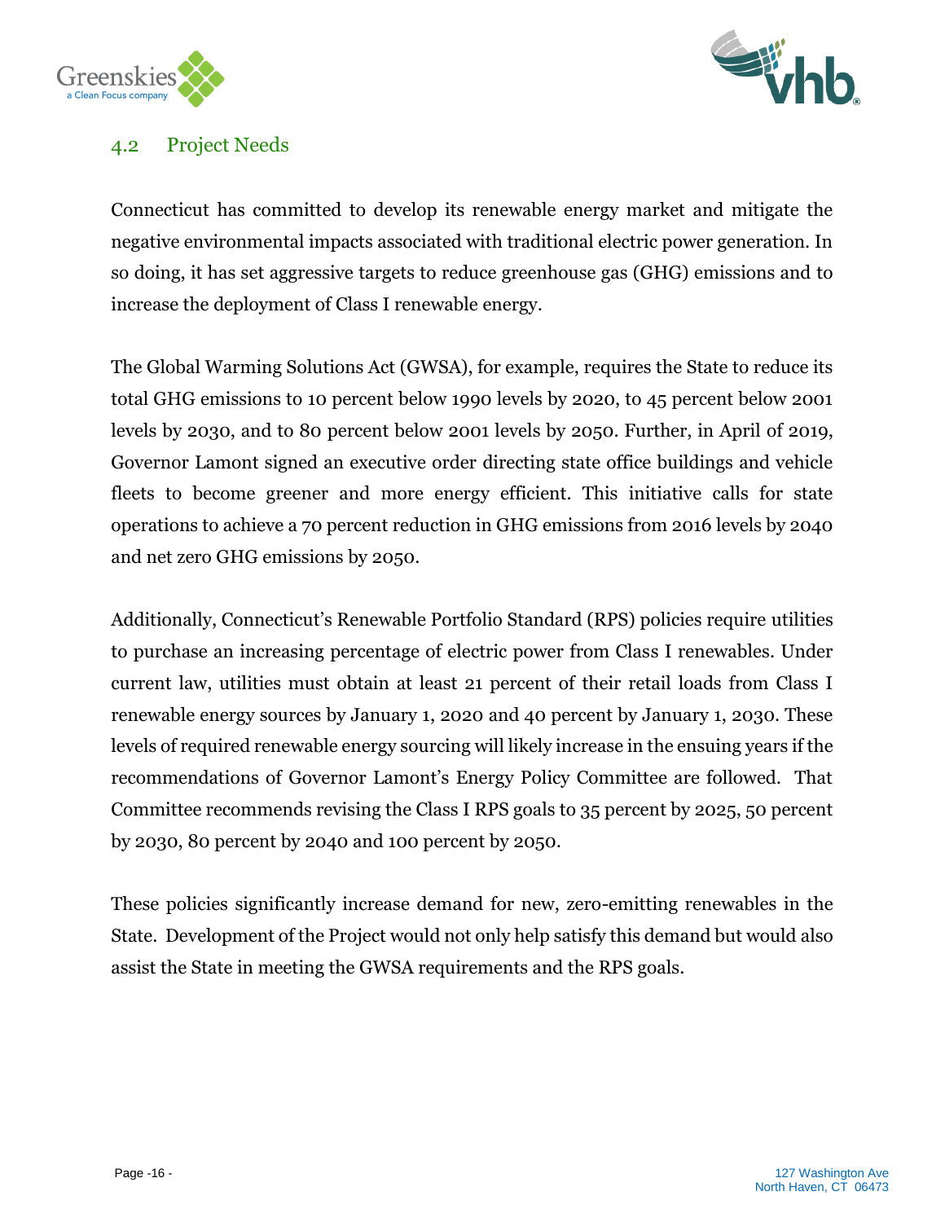## 4.2 Project Needs

Connecticut has committed to develop its renewable energy market and mitigate the negative environmental impacts associated with traditional electric power generation. In so doing, it has set aggressive targets to reduce greenhouse gas (GHG) emissions and to increase the deployment of Class I renewable energy.

The Global Warming Solutions Act (GWSA), for example, requires the State to reduce its total GHG emissions to 10 percent below 1990 levels by 2020, to 45 percent below 2001 levels by 2030, and to 80 percent below 2001 levels by 2050. Further, in April of 2019, Governor Lamont signed an executive order directing state office buildings and vehicle fleets to become greener and more energy efficient. This initiative calls for state operations to achieve a 70 percent reduction in GHG emissions from 2016 levels by 2040 and net zero GHG emissions by 2050.

Additionally, Connecticut's Renewable Portfolio Standard (RPS) policies require utilities to purchase an increasing percentage of electric power from Class I renewables. Under current law, utilities must obtain at least 21 percent of their retail loads from Class I renewable energy sources by January 1, 2020 and 40 percent by January 1, 2030. These levels of required renewable energy sourcing will likely increase in the ensuing years if the recommendations of Governor Lamont's Energy Policy Committee are followed. That Committee recommends revising the Class I RPS goals to 35 percent by 2025, 50 percent by 2030, 80 percent by 2040 and 100 percent by 2050.

These policies significantly increase demand for new, zero-emitting renewables in the State. Development of the Project would not only help satisfy this demand but would also assist the State in meeting the GWSA requirements and the RPS goals.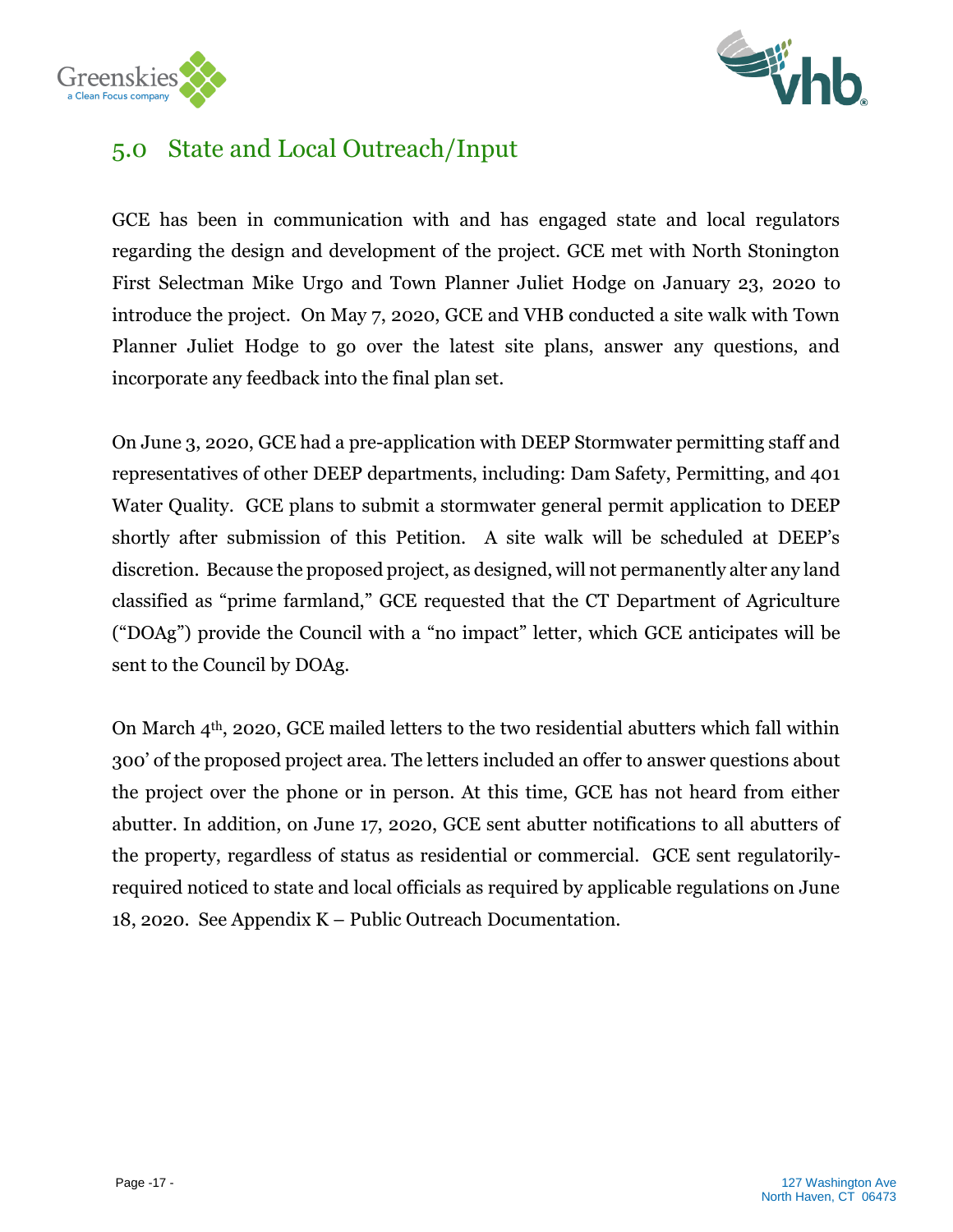## 5.0 State and Local Outreach/Input

GCE has been in communication with and has engaged state and local regulators regarding the design and development of the project. GCE met with North Stonington First Selectman Mike Urgo and Town Planner Juliet Hodge on January 23, 2020 to introduce the project. On May 7, 2020, GCE and VHB conducted a site walk with Town Planner Juliet Hodge to go over the latest site plans, answer any questions, and incorporate any feedback into the final plan set.

On June 3, 2020, GCE had a pre-application with DEEP Stormwater permitting staff and representatives of other DEEP departments, including: Dam Safety, Permitting, and 401 Water Quality. GCE plans to submit a stormwater general permit application to DEEP shortly after submission of this Petition. A site walk will be scheduled at DEEP's discretion. Because the proposed project, as designed, will not permanently alter any land classified as "prime farmland," GCE requested that the CT Department of Agriculture ("DOAg") provide the Council with a "no impact" letter, which GCE anticipates will be sent to the Council by DOAg.

On March 4th, 2020, GCE mailed letters to the two residential abutters which fall within 300' of the proposed project area. The letters included an offer to answer questions about the project over the phone or in person. At this time, GCE has not heard from either abutter. In addition, on June 17, 2020, GCE sent abutter notifications to all abutters of the property, regardless of status as residential or commercial. GCE sent regulatorily-required noticed to state and local officials as required by applicable regulations on June 18, 2020. See Appendix K – Public Outreach Documentation.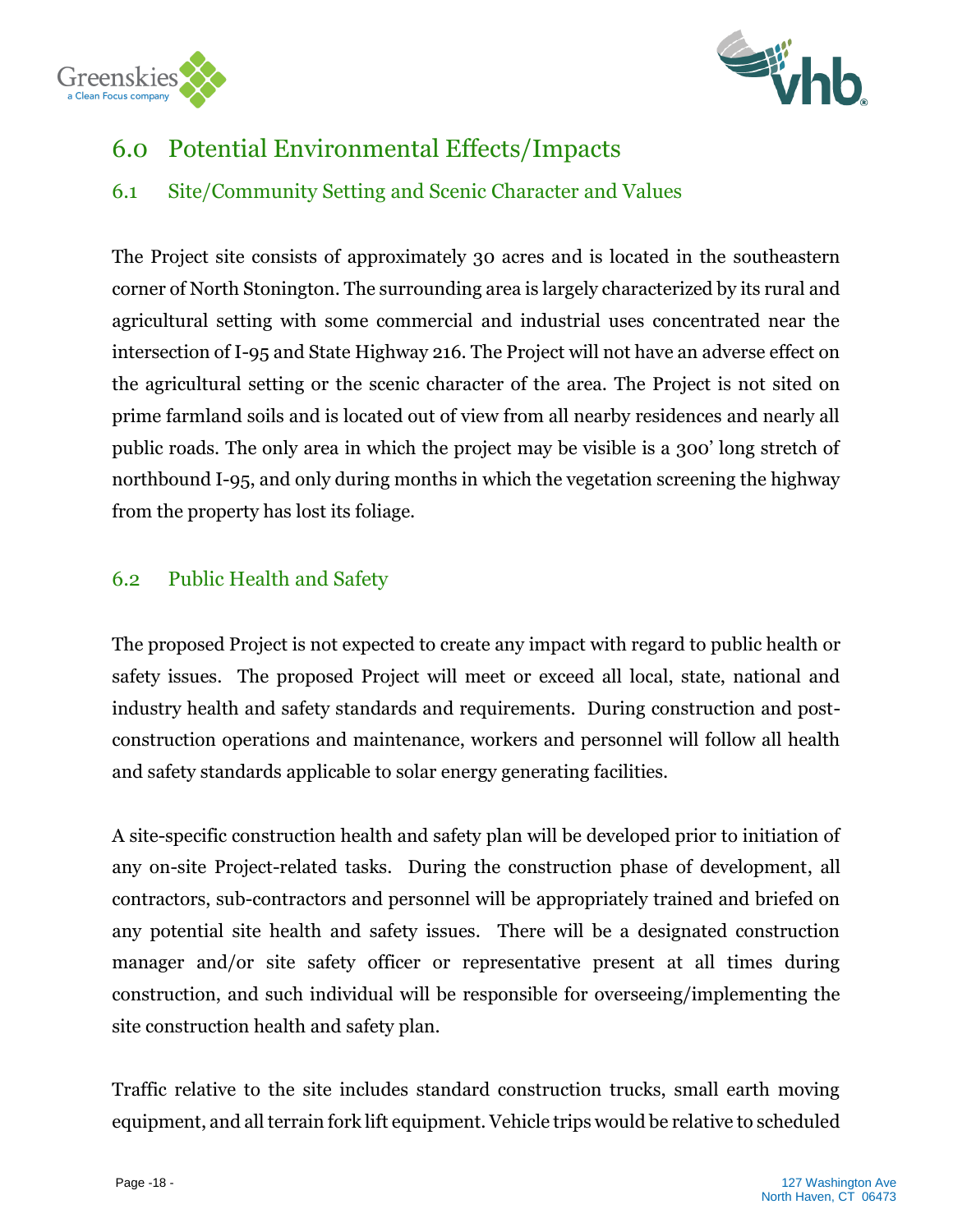# 6.0 Potential Environmental Effects/Impacts

## 6.1 Site/Community Setting and Scenic Character and Values

The Project site consists of approximately 30 acres and is located in the southeastern corner of North Stonington. The surrounding area is largely characterized by its rural and agricultural setting with some commercial and industrial uses concentrated near the intersection of I-95 and State Highway 216. The Project will not have an adverse effect on the agricultural setting or the scenic character of the area. The Project is not sited on prime farmland soils and is located out of view from all nearby residences and nearly all public roads. The only area in which the project may be visible is a 300' long stretch of northbound I-95, and only during months in which the vegetation screening the highway from the property has lost its foliage.

## 6.2 Public Health and Safety

The proposed Project is not expected to create any impact with regard to public health or safety issues. The proposed Project will meet or exceed all local, state, national and industry health and safety standards and requirements. During construction and post-construction operations and maintenance, workers and personnel will follow all health and safety standards applicable to solar energy generating facilities.

A site-specific construction health and safety plan will be developed prior to initiation of any on-site Project-related tasks. During the construction phase of development, all contractors, sub-contractors and personnel will be appropriately trained and briefed on any potential site health and safety issues. There will be a designated construction manager and/or site safety officer or representative present at all times during construction, and such individual will be responsible for overseeing/implementing the site construction health and safety plan.

Traffic relative to the site includes standard construction trucks, small earth moving equipment, and all terrain fork lift equipment. Vehicle trips would be relative to scheduled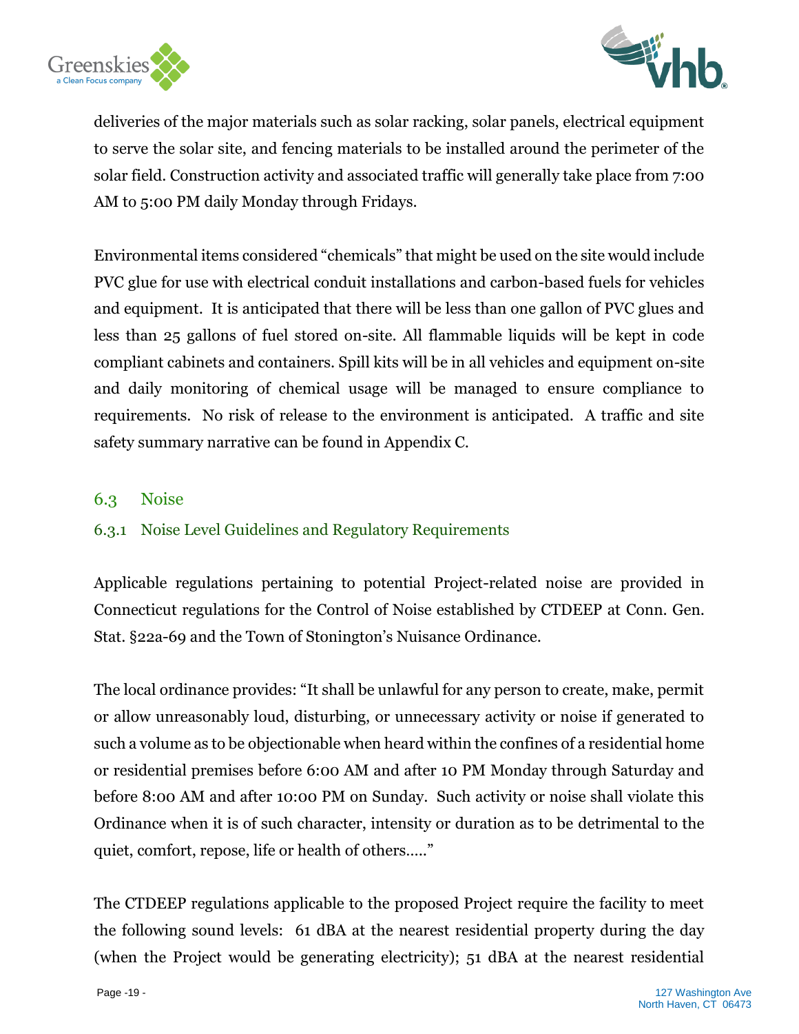deliveries of the major materials such as solar racking, solar panels, electrical equipment to serve the solar site, and fencing materials to be installed around the perimeter of the solar field. Construction activity and associated traffic will generally take place from 7:00 AM to 5:00 PM daily Monday through Fridays.

Environmental items considered "chemicals" that might be used on the site would include PVC glue for use with electrical conduit installations and carbon-based fuels for vehicles and equipment. It is anticipated that there will be less than one gallon of PVC glues and less than 25 gallons of fuel stored on-site. All flammable liquids will be kept in code compliant cabinets and containers. Spill kits will be in all vehicles and equipment on-site and daily monitoring of chemical usage will be managed to ensure compliance to requirements. No risk of release to the environment is anticipated. A traffic and site safety summary narrative can be found in Appendix C.

## 6.3 Noise

### 6.3.1 Noise Level Guidelines and Regulatory Requirements

Applicable regulations pertaining to potential Project-related noise are provided in Connecticut regulations for the Control of Noise established by CTDEEP at Conn. Gen. Stat. §22a-69 and the Town of Stonington's Nuisance Ordinance.

The local ordinance provides: "It shall be unlawful for any person to create, make, permit or allow unreasonably loud, disturbing, or unnecessary activity or noise if generated to such a volume as to be objectionable when heard within the confines of a residential home or residential premises before 6:00 AM and after 10 PM Monday through Saturday and before 8:00 AM and after 10:00 PM on Sunday. Such activity or noise shall violate this Ordinance when it is of such character, intensity or duration as to be detrimental to the quiet, comfort, repose, life or health of others….."

The CTDEEP regulations applicable to the proposed Project require the facility to meet the following sound levels: 61 dBA at the nearest residential property during the day (when the Project would be generating electricity); 51 dBA at the nearest residential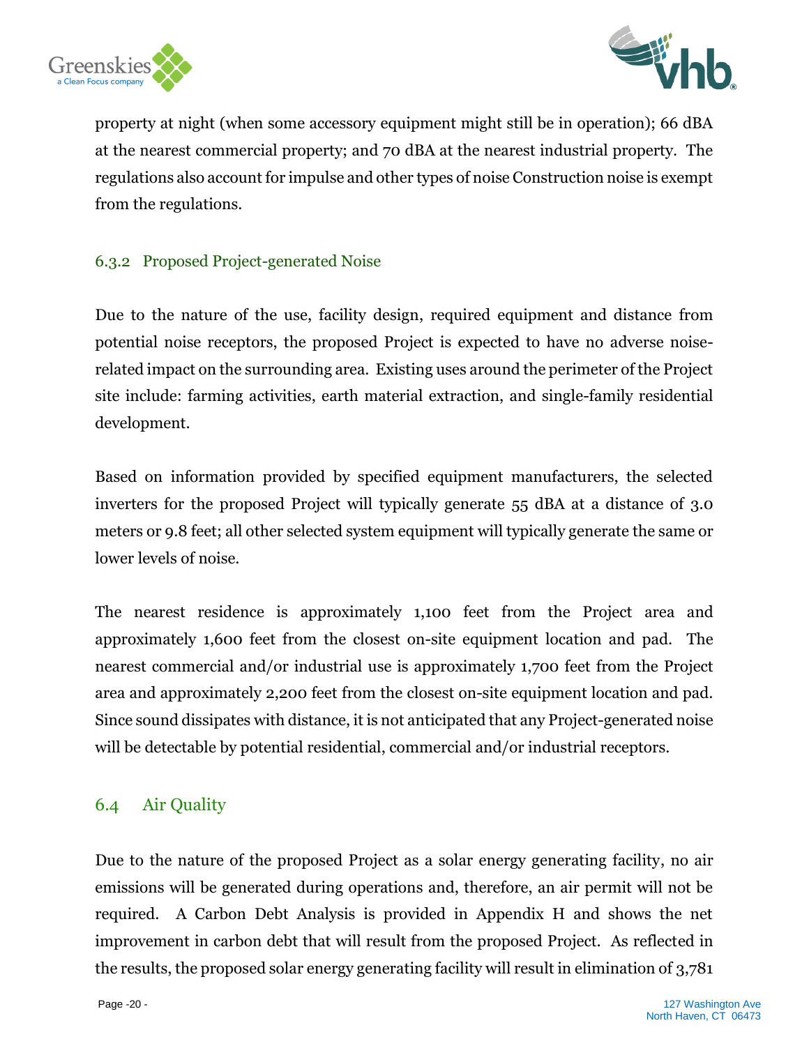property at night (when some accessory equipment might still be in operation); 66 dBA at the nearest commercial property; and 70 dBA at the nearest industrial property. The regulations also account for impulse and other types of noise Construction noise is exempt from the regulations.

### 6.3.2 Proposed Project-generated Noise

Due to the nature of the use, facility design, required equipment and distance from potential noise receptors, the proposed Project is expected to have no adverse noise-related impact on the surrounding area. Existing uses around the perimeter of the Project site include: farming activities, earth material extraction, and single-family residential development.

Based on information provided by specified equipment manufacturers, the selected inverters for the proposed Project will typically generate 55 dBA at a distance of 3.0 meters or 9.8 feet; all other selected system equipment will typically generate the same or lower levels of noise.

The nearest residence is approximately 1,100 feet from the Project area and approximately 1,600 feet from the closest on-site equipment location and pad. The nearest commercial and/or industrial use is approximately 1,700 feet from the Project area and approximately 2,200 feet from the closest on-site equipment location and pad. Since sound dissipates with distance, it is not anticipated that any Project-generated noise will be detectable by potential residential, commercial and/or industrial receptors.

## 6.4 Air Quality

Due to the nature of the proposed Project as a solar energy generating facility, no air emissions will be generated during operations and, therefore, an air permit will not be required. A Carbon Debt Analysis is provided in Appendix H and shows the net improvement in carbon debt that will result from the proposed Project. As reflected in the results, the proposed solar energy generating facility will result in elimination of 3,781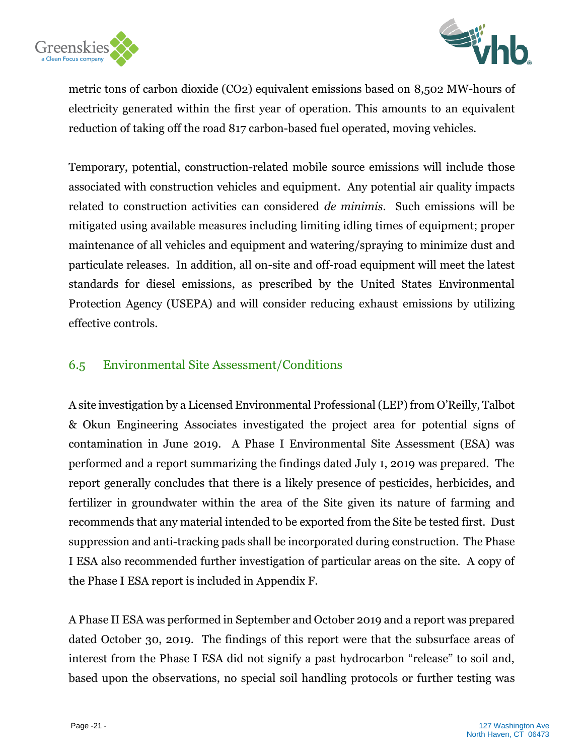metric tons of carbon dioxide ($CO_2$) equivalent emissions based on 8,502 MW-hours of electricity generated within the first year of operation. This amounts to an equivalent reduction of taking off the road 817 carbon-based fuel operated, moving vehicles.

Temporary, potential, construction-related mobile source emissions will include those associated with construction vehicles and equipment. Any potential air quality impacts related to construction activities can considered *de minimis*. Such emissions will be mitigated using available measures including limiting idling times of equipment; proper maintenance of all vehicles and equipment and watering/spraying to minimize dust and particulate releases. In addition, all on-site and off-road equipment will meet the latest standards for diesel emissions, as prescribed by the United States Environmental Protection Agency (USEPA) and will consider reducing exhaust emissions by utilizing effective controls.

## 6.5 Environmental Site Assessment/Conditions

A site investigation by a Licensed Environmental Professional (LEP) from O'Reilly, Talbot & Okun Engineering Associates investigated the project area for potential signs of contamination in June 2019. A Phase I Environmental Site Assessment (ESA) was performed and a report summarizing the findings dated July 1, 2019 was prepared. The report generally concludes that there is a likely presence of pesticides, herbicides, and fertilizer in groundwater within the area of the Site given its nature of farming and recommends that any material intended to be exported from the Site be tested first. Dust suppression and anti-tracking pads shall be incorporated during construction. The Phase I ESA also recommended further investigation of particular areas on the site. A copy of the Phase I ESA report is included in Appendix F.

A Phase II ESA was performed in September and October 2019 and a report was prepared dated October 30, 2019. The findings of this report were that the subsurface areas of interest from the Phase I ESA did not signify a past hydrocarbon "release" to soil and, based upon the observations, no special soil handling protocols or further testing was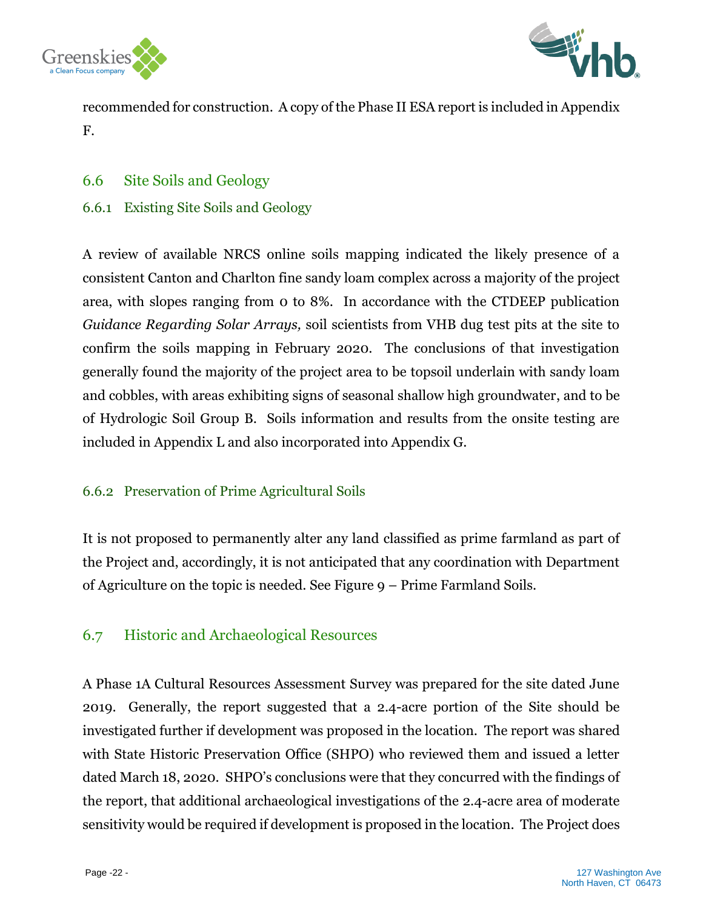recommended for construction. A copy of the Phase II ESA report is included in Appendix F.

## 6.6 Site Soils and Geology

### 6.6.1 Existing Site Soils and Geology

A review of available NRCS online soils mapping indicated the likely presence of a consistent Canton and Charlton fine sandy loam complex across a majority of the project area, with slopes ranging from 0 to 8%. In accordance with the CTDEEP publication *Guidance Regarding Solar Arrays,* soil scientists from VHB dug test pits at the site to confirm the soils mapping in February 2020. The conclusions of that investigation generally found the majority of the project area to be topsoil underlain with sandy loam and cobbles, with areas exhibiting signs of seasonal shallow high groundwater, and to be of Hydrologic Soil Group B. Soils information and results from the onsite testing are included in Appendix L and also incorporated into Appendix G.

### 6.6.2 Preservation of Prime Agricultural Soils

It is not proposed to permanently alter any land classified as prime farmland as part of the Project and, accordingly, it is not anticipated that any coordination with Department of Agriculture on the topic is needed. See Figure 9 – Prime Farmland Soils.

## 6.7 Historic and Archaeological Resources

A Phase 1A Cultural Resources Assessment Survey was prepared for the site dated June 2019. Generally, the report suggested that a 2.4-acre portion of the Site should be investigated further if development was proposed in the location. The report was shared with State Historic Preservation Office (SHPO) who reviewed them and issued a letter dated March 18, 2020. SHPO's conclusions were that they concurred with the findings of the report, that additional archaeological investigations of the 2.4-acre area of moderate sensitivity would be required if development is proposed in the location. The Project does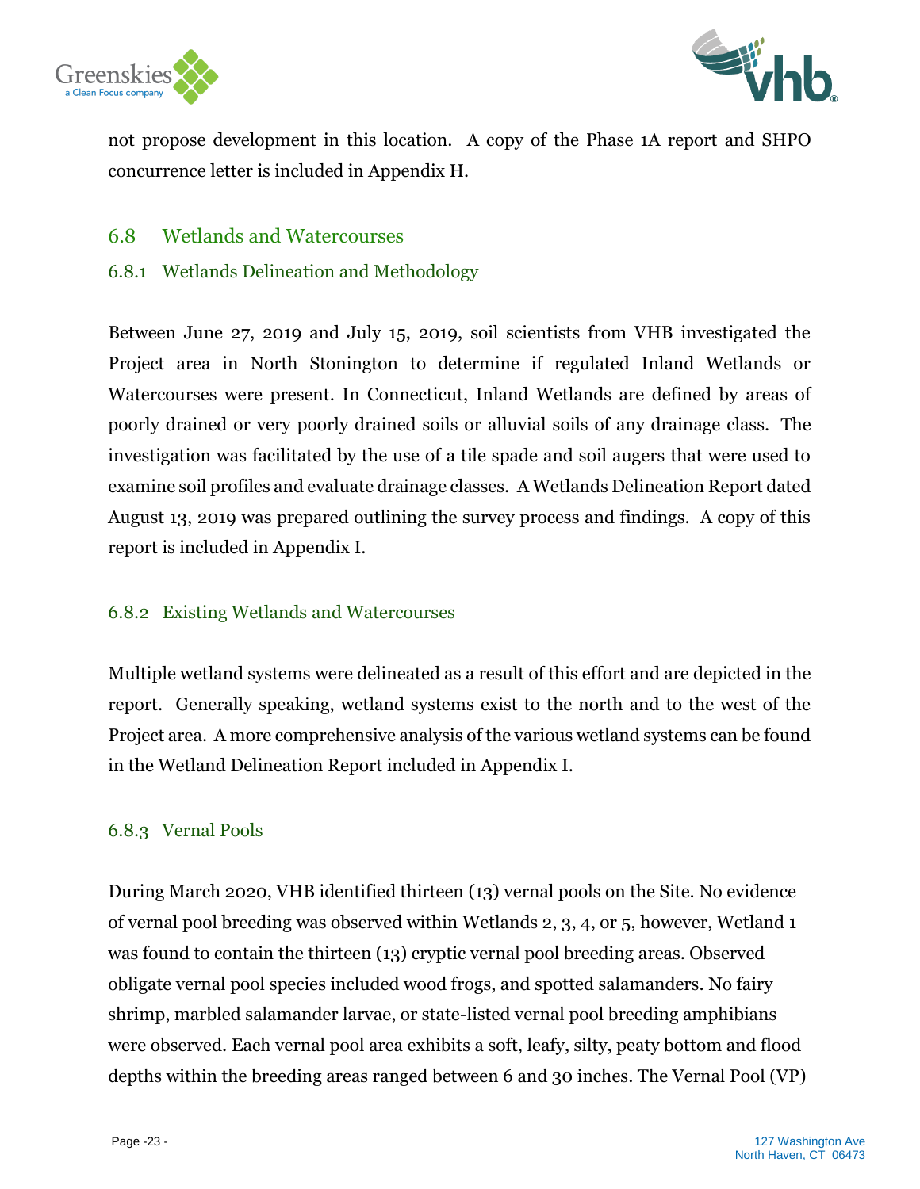not propose development in this location. A copy of the Phase 1A report and SHPO concurrence letter is included in Appendix H.

## 6.8 Wetlands and Watercourses

### 6.8.1 Wetlands Delineation and Methodology

Between June 27, 2019 and July 15, 2019, soil scientists from VHB investigated the Project area in North Stonington to determine if regulated Inland Wetlands or Watercourses were present. In Connecticut, Inland Wetlands are defined by areas of poorly drained or very poorly drained soils or alluvial soils of any drainage class. The investigation was facilitated by the use of a tile spade and soil augers that were used to examine soil profiles and evaluate drainage classes. A Wetlands Delineation Report dated August 13, 2019 was prepared outlining the survey process and findings. A copy of this report is included in Appendix I.

### 6.8.2 Existing Wetlands and Watercourses

Multiple wetland systems were delineated as a result of this effort and are depicted in the report. Generally speaking, wetland systems exist to the north and to the west of the Project area. A more comprehensive analysis of the various wetland systems can be found in the Wetland Delineation Report included in Appendix I.

### 6.8.3 Vernal Pools

During March 2020, VHB identified thirteen (13) vernal pools on the Site. No evidence of vernal pool breeding was observed within Wetlands 2, 3, 4, or 5, however, Wetland 1 was found to contain the thirteen (13) cryptic vernal pool breeding areas. Observed obligate vernal pool species included wood frogs, and spotted salamanders. No fairy shrimp, marbled salamander larvae, or state-listed vernal pool breeding amphibians were observed. Each vernal pool area exhibits a soft, leafy, silty, peaty bottom and flood depths within the breeding areas ranged between 6 and 30 inches. The Vernal Pool (VP)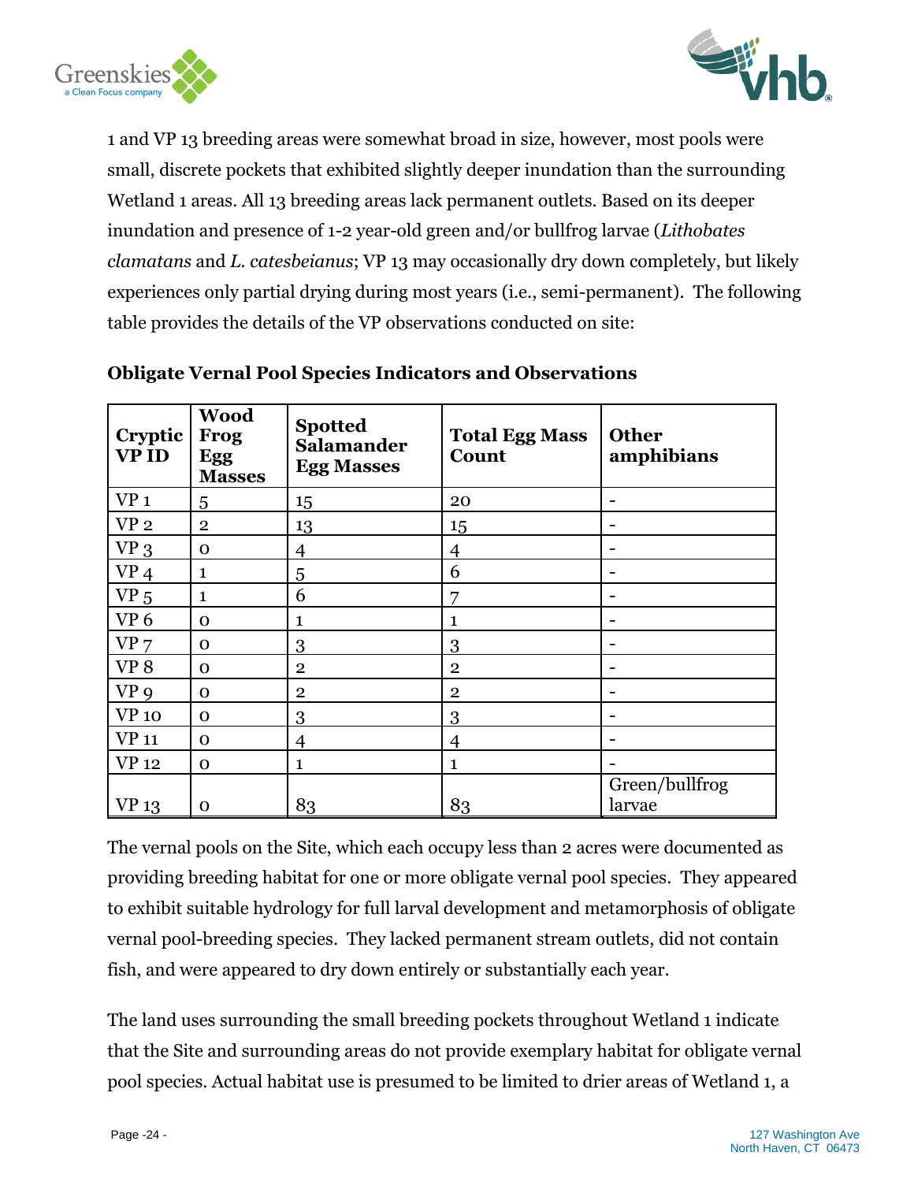1 and VP 13 breeding areas were somewhat broad in size, however, most pools were small, discrete pockets that exhibited slightly deeper inundation than the surrounding Wetland 1 areas. All 13 breeding areas lack permanent outlets. Based on its deeper inundation and presence of 1-2 year-old green and/or bullfrog larvae (*Lithobates clamatans* and *L. catesbeianus*; VP 13 may occasionally dry down completely, but likely experiences only partial drying during most years (i.e., semi-permanent). The following table provides the details of the VP observations conducted on site:

**Obligate Vernal Pool Species Indicators and Observations**

| Cryptic VP ID | Wood Frog Egg Masses | Spotted Salamander Egg Masses | Total Egg Mass Count | Other amphibians |
|---|---|---|---|---|
| VP 1 | 5 | 15 | 20 | - |
| VP 2 | 2 | 13 | 15 | - |
| VP 3 | 0 | 4 | 4 | - |
| VP 4 | 1 | 5 | 6 | - |
| VP 5 | 1 | 6 | 7 | - |
| VP 6 | 0 | 1 | 1 | - |
| VP 7 | 0 | 3 | 3 | - |
| VP 8 | 0 | 2 | 2 | - |
| VP 9 | 0 | 2 | 2 | - |
| VP 10 | 0 | 3 | 3 | - |
| VP 11 | 0 | 4 | 4 | - |
| VP 12 | 0 | 1 | 1 | - |
| VP 13 | 0 | 83 | 83 | Green/bullfrog larvae |

The vernal pools on the Site, which each occupy less than 2 acres were documented as providing breeding habitat for one or more obligate vernal pool species. They appeared to exhibit suitable hydrology for full larval development and metamorphosis of obligate vernal pool-breeding species. They lacked permanent stream outlets, did not contain fish, and were appeared to dry down entirely or substantially each year.

The land uses surrounding the small breeding pockets throughout Wetland 1 indicate that the Site and surrounding areas do not provide exemplary habitat for obligate vernal pool species. Actual habitat use is presumed to be limited to drier areas of Wetland 1, a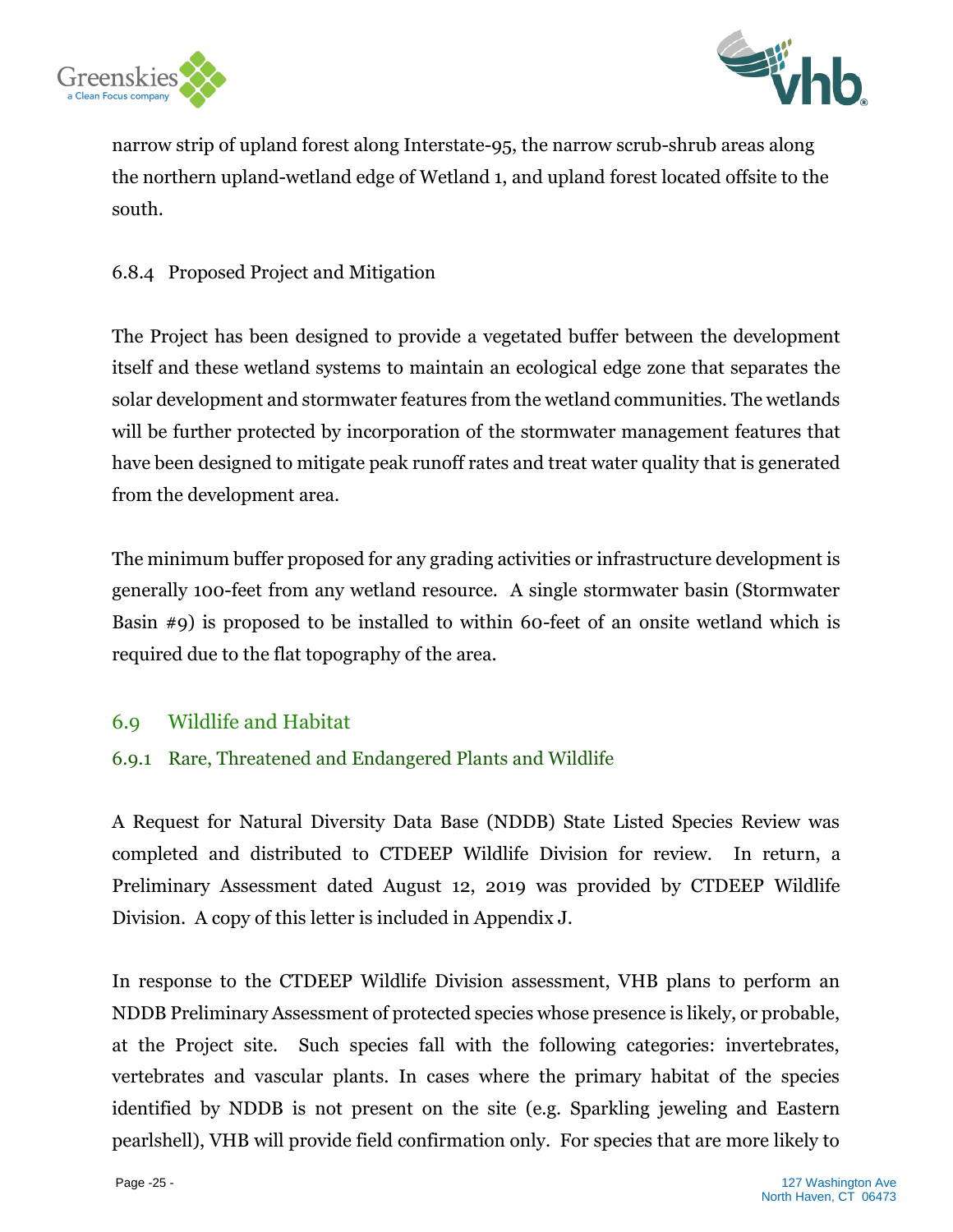narrow strip of upland forest along Interstate-95, the narrow scrub-shrub areas along the northern upland-wetland edge of Wetland 1, and upland forest located offsite to the south.

#### 6.8.4 Proposed Project and Mitigation

The Project has been designed to provide a vegetated buffer between the development itself and these wetland systems to maintain an ecological edge zone that separates the solar development and stormwater features from the wetland communities. The wetlands will be further protected by incorporation of the stormwater management features that have been designed to mitigate peak runoff rates and treat water quality that is generated from the development area.

The minimum buffer proposed for any grading activities or infrastructure development is generally 100-feet from any wetland resource. A single stormwater basin (Stormwater Basin #9) is proposed to be installed to within 60-feet of an onsite wetland which is required due to the flat topography of the area.

## 6.9 Wildlife and Habitat

### 6.9.1 Rare, Threatened and Endangered Plants and Wildlife

A Request for Natural Diversity Data Base (NDDB) State Listed Species Review was completed and distributed to CTDEEP Wildlife Division for review. In return, a Preliminary Assessment dated August 12, 2019 was provided by CTDEEP Wildlife Division. A copy of this letter is included in Appendix J.

In response to the CTDEEP Wildlife Division assessment, VHB plans to perform an NDDB Preliminary Assessment of protected species whose presence is likely, or probable, at the Project site. Such species fall with the following categories: invertebrates, vertebrates and vascular plants. In cases where the primary habitat of the species identified by NDDB is not present on the site (e.g. Sparkling jeweling and Eastern pearlshell), VHB will provide field confirmation only. For species that are more likely to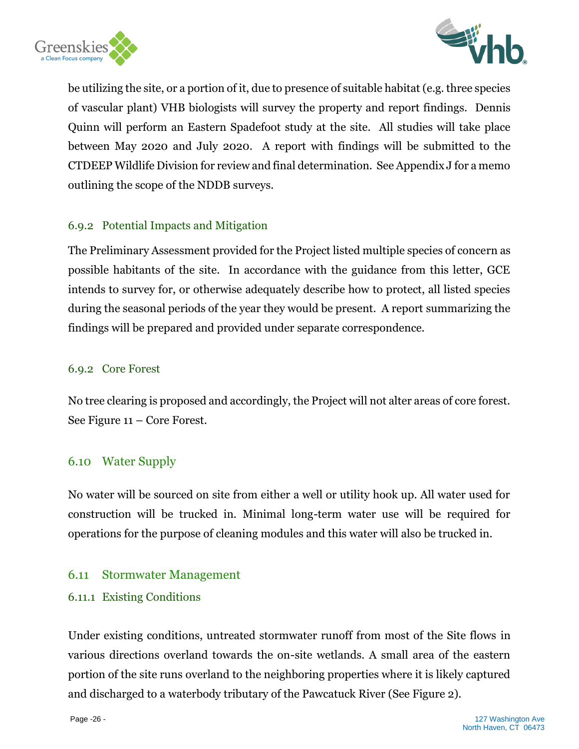be utilizing the site, or a portion of it, due to presence of suitable habitat (e.g. three species of vascular plant) VHB biologists will survey the property and report findings. Dennis Quinn will perform an Eastern Spadefoot study at the site. All studies will take place between May 2020 and July 2020. A report with findings will be submitted to the CTDEEP Wildlife Division for review and final determination. See Appendix J for a memo outlining the scope of the NDDB surveys.

### 6.9.2 Potential Impacts and Mitigation

The Preliminary Assessment provided for the Project listed multiple species of concern as possible habitants of the site. In accordance with the guidance from this letter, GCE intends to survey for, or otherwise adequately describe how to protect, all listed species during the seasonal periods of the year they would be present. A report summarizing the findings will be prepared and provided under separate correspondence.

### 6.9.2 Core Forest

No tree clearing is proposed and accordingly, the Project will not alter areas of core forest. See Figure 11 – Core Forest.

## 6.10 Water Supply

No water will be sourced on site from either a well or utility hook up. All water used for construction will be trucked in. Minimal long-term water use will be required for operations for the purpose of cleaning modules and this water will also be trucked in.

## 6.11 Stormwater Management

### 6.11.1 Existing Conditions

Under existing conditions, untreated stormwater runoff from most of the Site flows in various directions overland towards the on-site wetlands. A small area of the eastern portion of the site runs overland to the neighboring properties where it is likely captured and discharged to a waterbody tributary of the Pawcatuck River (See Figure 2).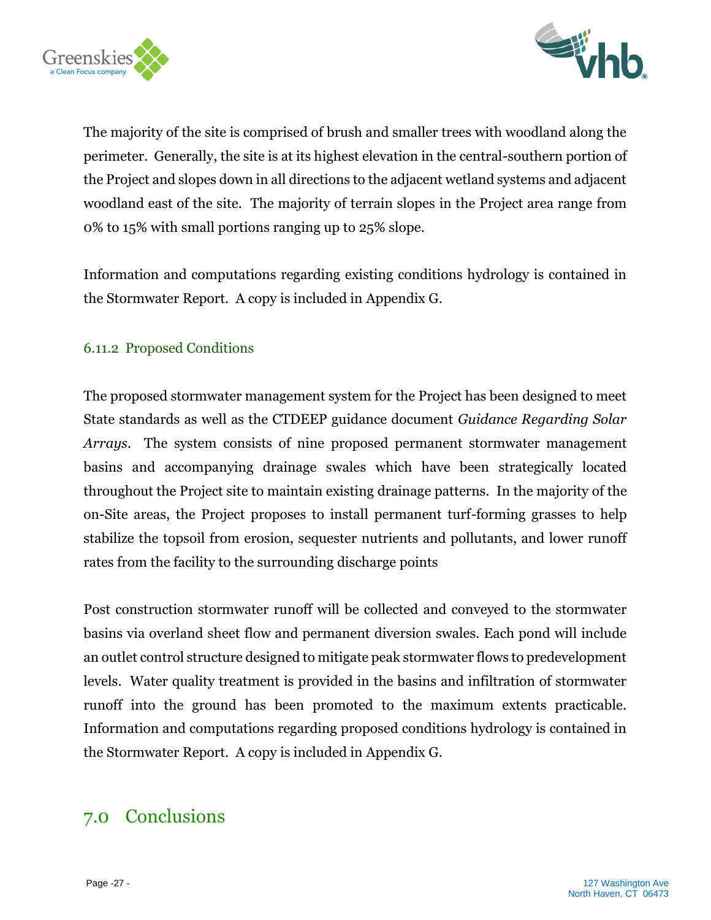The majority of the site is comprised of brush and smaller trees with woodland along the perimeter. Generally, the site is at its highest elevation in the central-southern portion of the Project and slopes down in all directions to the adjacent wetland systems and adjacent woodland east of the site. The majority of terrain slopes in the Project area range from 0% to 15% with small portions ranging up to 25% slope.

Information and computations regarding existing conditions hydrology is contained in the Stormwater Report. A copy is included in Appendix G.

### 6.11.2 Proposed Conditions

The proposed stormwater management system for the Project has been designed to meet State standards as well as the CTDEEP guidance document *Guidance Regarding Solar Arrays*. The system consists of nine proposed permanent stormwater management basins and accompanying drainage swales which have been strategically located throughout the Project site to maintain existing drainage patterns. In the majority of the on-Site areas, the Project proposes to install permanent turf-forming grasses to help stabilize the topsoil from erosion, sequester nutrients and pollutants, and lower runoff rates from the facility to the surrounding discharge points

Post construction stormwater runoff will be collected and conveyed to the stormwater basins via overland sheet flow and permanent diversion swales. Each pond will include an outlet control structure designed to mitigate peak stormwater flows to predevelopment levels. Water quality treatment is provided in the basins and infiltration of stormwater runoff into the ground has been promoted to the maximum extents practicable. Information and computations regarding proposed conditions hydrology is contained in the Stormwater Report. A copy is included in Appendix G.

## 7.0 Conclusions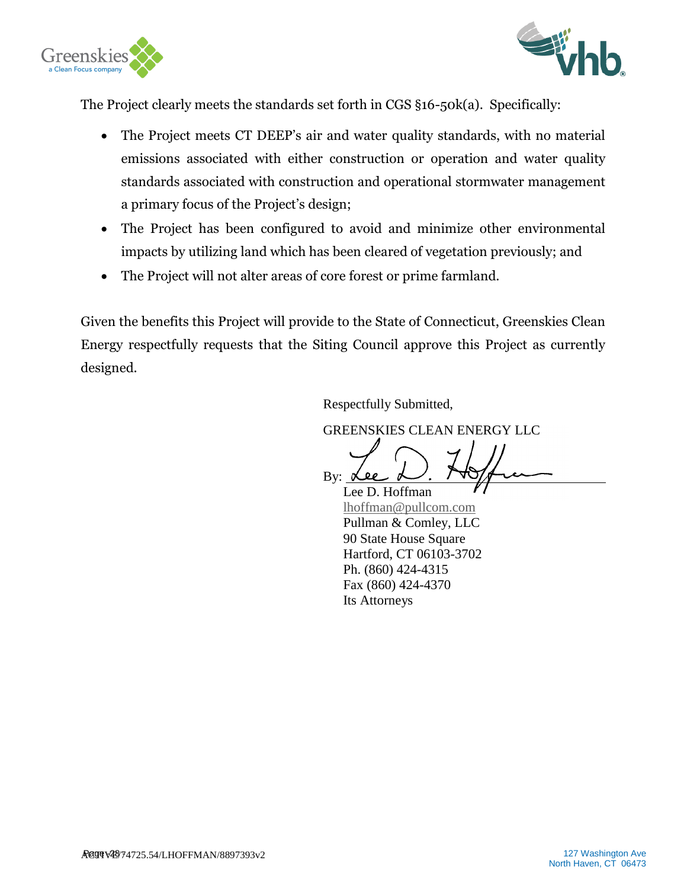The Project clearly meets the standards set forth in CGS §16-50k(a). Specifically:

- The Project meets CT DEEP's air and water quality standards, with no material emissions associated with either construction or operation and water quality standards associated with construction and operational stormwater management a primary focus of the Project's design;
- The Project has been configured to avoid and minimize other environmental impacts by utilizing land which has been cleared of vegetation previously; and
- The Project will not alter areas of core forest or prime farmland.

Given the benefits this Project will provide to the State of Connecticut, Greenskies Clean Energy respectfully requests that the Siting Council approve this Project as currently designed.

Respectfully Submitted,

GREENSKIES CLEAN ENERGY LLC

By: ______________________
Lee D. Hoffman
lhoffman@pullcom.com
Pullman & Comley, LLC
90 State House Square
Hartford, CT 06103-3702
Ph. (860) 424-4315
Fax (860) 424-4370
Its Attorneys

ACTIVE/74725.54/LHOFFMAN/8897393v2